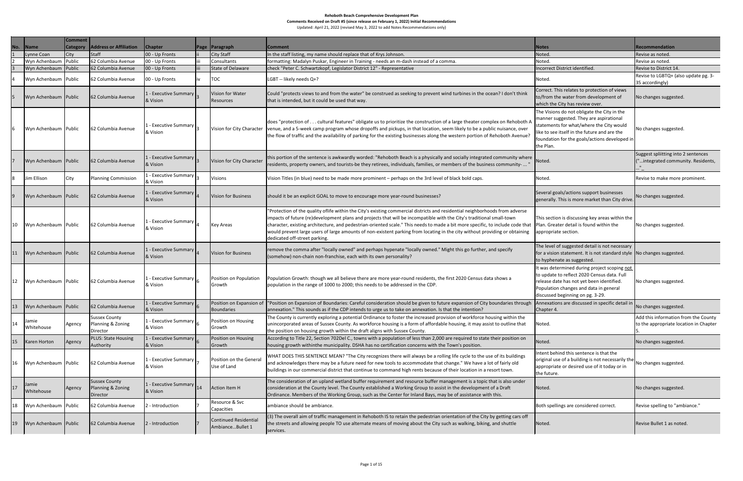**Rehoboth Beach Comprehensive Development Plan**

**Comments Received on Draft #5 (since release on February 1, 2022) Initial Recommendations**

Updated: April 21, 2022 (revised May 3, 2022 to add Notes Recommendations only)

| No. | Name | Comment Category | Address or Affiliation | Chapter | Page | Paragraph | Comment | Notes | Recommendation |
|---|---|---|---|---|---|---|---|---|---|
| 1 | Lynne Coan | City | Staff | 00 - Up Fronts | ii | City Staff | In the staff listing, my name should replace that of Krys Johnson. | Noted. | Revise as noted. |
| 2 | Wyn Achenbaum | Public | 62 Columbia Avenue | 00 - Up Fronts | iii | Consultants | formatting: Madalyn Puskar, Engineer in Training - needs an m-dash instead of a comma. | Noted. | Revise as noted. |
| 3 | Wyn Achenbaum | Public | 62 Columbia Avenue | 00 - Up Fronts | iii | State of Delaware | check "Peter C. Schwartzkopf, Legislator District 12" - Representative | Incorrect District identified. | Revise to District 14. |
| 4 | Wyn Achenbaum | Public | 62 Columbia Avenue | 00 - Up Fronts | iv | TOC | LGBT -- likely needs Q+? | Noted. | Revise to LGBTQ+ (also update pg. 3-35 accordingly) |
| 5 | Wyn Achenbaum | Public | 62 Columbia Avenue | 1 - Executive Summary & Vision | 3 | Vision for Water Resources | Could "protects views to and from the water" be construed as seeking to prevent wind turbines in the ocean? I don't think that is intended, but it could be used that way. | Correct. This relates to protection of views to/from the water from development of which the City has review over. | No changes suggested. |
| 6 | Wyn Achenbaum | Public | 62 Columbia Avenue | 1 - Executive Summary & Vision | 3 | Vision for City Character | does "protection of . . . cultural features" obligate us to prioritize the construction of a large theater complex on Rehoboth A venue, and a 5-week camp program whose dropoffs and pickups, in that location, seem likely to be a public nuisance, over the flow of traffic and the availability of parking for the existing businesses along the western portion of Rehoboth Avenue? | The Visions do not obligate the City in the manner suggested. They are aspirational statements for what/where the City would like to see itself in the future and are the foundation for the goals/actions developed in the Plan. | No changes suggested. |
| 7 | Wyn Achenbaum | Public | 62 Columbia Avenue | 1 - Executive Summary & Vision | 3 | Vision for City Character | this portion of the sentence is awkwardly worded: "Rehoboth Beach is a physically and socially integrated community where residents, property owners, and tourists-be they retirees, individuals, families, or members of the business community- ... " | Noted. | Suggest spliitting into 2 sentences ("...integrated community. Residents, ..."_ |
| 8 | Jim Ellison | City | Planning Commission | 1 - Executive Summary & Vision | 3 | Visions | Vision Titles (in blue) need to be made more prominent – perhaps on the 3rd level of black bold caps. | Noted. | Revise to make more prominent. |
| 9 | Wyn Achenbaum | Public | 62 Columbia Avenue | 1 - Executive Summary & Vision | 4 | Vision for Business | should it be an explicit GOAL to move to encourage more year-round businesses? | Several goals/actions support businesses generally. This is more market than City drive. | No changes suggested. |
| 10 | Wyn Achenbaum | Public | 62 Columbia Avenue | 1 - Executive Summary & Vision | 4 | Key Areas | "Protection of the quality oflife within the City's existing commercial districts and residential neighborhoods from adverse impacts of future (re)development plans and projects that will be incompatible with the City's traditional small-town character, existing architecture, and pedestrian-oriented scale." This needs to made a bit more specific, to include code that would prevent large users of large amounts of non-existent parking from locating in the city without providing or obtaining dedicated off-street parking. | This section is discussing key areas within the Plan. Greater detail is found within the appropriate section. | No changes suggested. |
| 11 | Wyn Achenbaum | Public | 62 Columbia Avenue | 1 - Executive Summary & Vision | 4 | Vision for Business | remove the comma after "locally owned" and perhaps hypenate "locally owned." Might this go further, and specify (somehow) non-chain non-franchise, each with its own personality? | The level of suggested detail is not necessary for a vision statement. It is not standard style to hyphenate as suggested. | No changes suggested. |
| 12 | Wyn Achenbaum | Public | 62 Columbia Avenue | 1 - Executive Summary & Vision | 6 | Position on Population Growth | Population Growth: though we all believe there are more year-round residents, the first 2020 Census data shows a population in the range of 1000 to 2000; this needs to be addressed in the CDP. | It was determined during project scoping not to update to reflect 2020 Census data. Full release date has not yet been identified. Population changes and data in general discussed beginning on pg. 3-29. | No changes suggested. |
| 13 | Wyn Achenbaum | Public | 62 Columbia Avenue | 1 - Executive Summary & Vision | 6 | Position on Expansion of Boundaries | "Position on Expansion of Boundaries: Careful consideration should be given to future expansion of City boundaries through annexation." This sounds as if the CDP intends to urge us to take on annexation. Is that the intention? | Annexations are discussed in specific detail in Chapter 4. | No changes suggested. |
| 14 | Jamie Whitehouse | Agency | Sussex County Planning & Zoning Director | 1 - Executive Summary & Vision | 6 | Position on Housing Growth | The County is currently exploring a potential Ordinance to foster the increased provision of workforce housing within the unincorporated areas of Sussex County. As workforce housing is a form of affordable housing, it may assist to outline that the position on housing growth within the draft aligns with Sussex County. | Noted. | Add this information from the County to the appropriate location in Chapter 5. |
| 15 | Karen Horton | Agency | PLUS: State Housing Authority | 1 - Executive Summary & Vision | 6 | Position on Housing Growth | According to Title 22, Section 702Del C., towns with a population of less than 2,000 are required to state their position on housing growth withinthe municipality. DSHA has no certification concerns with the Town's position. | Noted. | No changes suggested. |
| 16 | Wyn Achenbaum | Public | 62 Columbia Avenue | 1 - Executive Summary & Vision | 7 | Position on the General Use of Land | WHAT DOES THIS SENTENCE MEAN? "The City recognizes there will always be a rolling life cycle to the use of its buildings and acknowledges there may be a future need for new tools to accommodate that change." We have a lot of fairly old buildings in our commercial district that continue to command high rents because of their location in a resort town. | Intent behind this sentence is that the original use of a building is not necessarily the appropriate or desired use of it today or in the future. | No changes suggested. |
| 17 | Jamie Whitehouse | Agency | Sussex County Planning & Zoning Director | 1 - Executive Summary & Vision | 14 | Action Item H | The consideration of an upland wetland buffer requirement and resource buffer management is a topic that is also under consideration at the County level. The County established a Working Group to assist in the development of a Draft Ordinance. Members of the Working Group, such as the Center for Inland Bays, may be of assistance with this. | Noted. | No changes suggested. |
| 18 | Wyn Achenbaum | Public | 62 Columbia Avenue | 2 - Introduction | 7 | Resource & Svc Capacities | ambiance should be ambiance. | Both spellings are considered correct. | Revise spelling to "ambiance." |
| 19 | Wyn Achenbaum | Public | 62 Columbia Avenue | 2 - Introduction | 7 | Continued Residential Ambiance...Bullet 1 | (3) The overall aim of traffic management in Rehoboth IS to retain the pedestrian orientation of the City by getting cars off the streets and allowing people TO use alternate means of moving about the City such as walking, biking, and shuttle services. | Noted. | Revise Bullet 1 as noted. |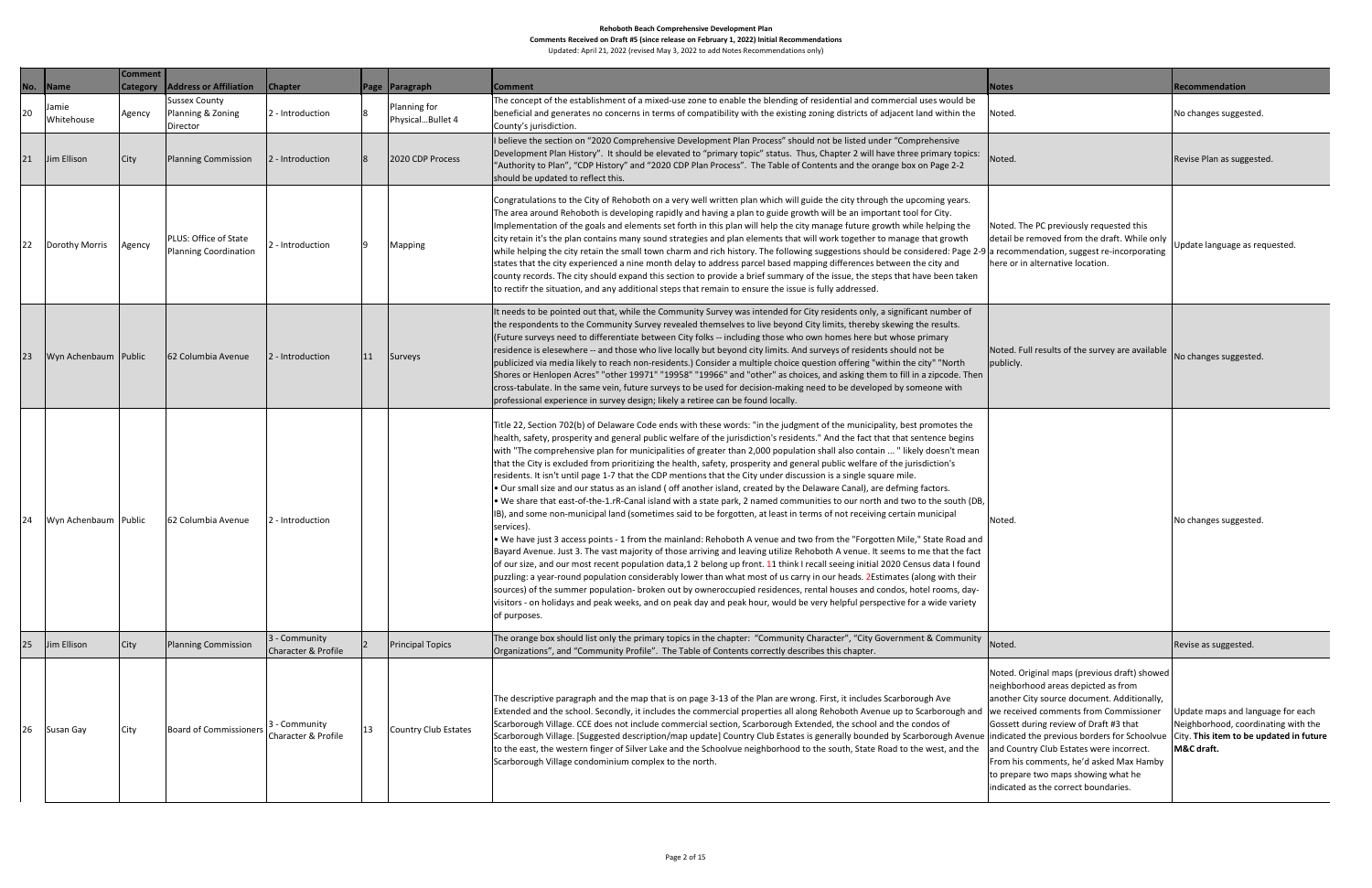**Rehoboth Beach Comprehensive Development Plan**
**Comments Received on Draft #5 (since release on February 1, 2022) Initial Recommendations**
Updated: April 21, 2022 (revised May 3, 2022 to add Notes Recommendations only)

| No. | Name | Comment Category | Address or Affiliation | Chapter | Page | Paragraph | Comment | Notes | Recommendation |
|---|---|---|---|---|---|---|---|---|---|
| 20 | Jamie Whitehouse | Agency | Sussex County Planning & Zoning Director | 2 - Introduction | 8 | Planning for Physical...Bullet 4 | The concept of the establishment of a mixed-use zone to enable the blending of residential and commercial uses would be beneficial and generates no concerns in terms of compatibility with the existing zoning districts of adjacent land within the County's jurisdiction. | Noted. | No changes suggested. |
| 21 | Jim Ellison | City | Planning Commission | 2 - Introduction | 8 | 2020 CDP Process | I believe the section on "2020 Comprehensive Development Plan Process" should not be listed under "Comprehensive Development Plan History". It should be elevated to "primary topic" status. Thus, Chapter 2 will have three primary topics: "Authority to Plan", "CDP History" and "2020 CDP Plan Process". The Table of Contents and the orange box on Page 2-2 should be updated to reflect this. | Noted. | Revise Plan as suggested. |
| 22 | Dorothy Morris | Agency | PLUS: Office of State Planning Coordination | 2 - Introduction | 9 | Mapping | Congratulations to the City of Rehoboth on a very well written plan which will guide the city through the upcoming years. The area around Rehoboth is developing rapidly and having a plan to guide growth will be an important tool for City. Implementation of the goals and elements set forth in this plan will help the city manage future growth while helping the city retain it's the plan contains many sound strategies and plan elements that will work together to manage that growth while helping the city retain the small town charm and rich history. The following suggestions should be considered: Page 2-9 states that the city experienced a nine month delay to address parcel based mapping differences between the city and county records. The city should expand this section to provide a brief summary of the issue, the steps that have been taken to rectifr the situation, and any additional steps that remain to ensure the issue is fully addressed. | Noted. The PC previously requested this detail be removed from the draft. While only a recommendation, suggest re-incorporating here or in alternative location. | Update language as requested. |
| 23 | Wyn Achenbaum | Public | 62 Columbia Avenue | 2 - Introduction | 11 | Surveys | It needs to be pointed out that, while the Community Survey was intended for City residents only, a significant number of the respondents to the Community Survey revealed themselves to live beyond City limits, thereby skewing the results. (Future surveys need to differentiate between City folks -- including those who own homes here but whose primary residence is elsewhere -- and those who live locally but beyond city limits. And surveys of residents should not be publicized via media likely to reach non-residents.) Consider a multiple choice question offering "within the city" "North Shores or Henlopen Acres" "other 19971" "19958" "19966" and "other" as choices, and asking them to fill in a zipcode. Then cross-tabulate. In the same vein, future surveys to be used for decision-making need to be developed by someone with professional experience in survey design; likely a retiree can be found locally. | Noted. Full results of the survey are available publicly. | No changes suggested. |
| 24 | Wyn Achenbaum | Public | 62 Columbia Avenue | 2 - Introduction | | | Title 22, Section 702(b) of Delaware Code ends with these words: "in the judgment of the municipality, best promotes the health, safety, prosperity and general public welfare of the jurisdiction's residents." And the fact that that sentence begins with "The comprehensive plan for municipalities of greater than 2,000 population shall also contain ... " likely doesn't mean that the City is excluded from prioritizing the health, safety, prosperity and general public welfare of the jurisdiction's residents. It isn't until page 1-7 that the CDP mentions that the City under discussion is a single square mile. • Our small size and our status as an island ( off another island, created by the Delaware Canal), are defming factors. • We share that east-of-the-1.rR-Canal island with a state park, 2 named communities to our north and two to the south (DB, IB), and some non-municipal land (sometimes said to be forgotten, at least in terms of not receiving certain municipal services). • We have just 3 access points - 1 from the mainland: Rehoboth A venue and two from the "Forgotten Mile," State Road and Bayard Avenue. Just 3. The vast majority of those arriving and leaving utilize Rehoboth A venue. It seems to me that the fact of our size, and our most recent population data,1 2 belong up front. 11 think I recall seeing initial 2020 Census data I found puzzling: a year-round population considerably lower than what most of us carry in our heads. 2Estimates (along with their sources) of the summer population- broken out by owneroccupied residences, rental houses and condos, hotel rooms, day-visitors - on holidays and peak weeks, and on peak day and peak hour, would be very helpful perspective for a wide variety of purposes. | Noted. | No changes suggested. |
| 25 | Jim Ellison | City | Planning Commission | 3 - Community Character & Profile | 2 | Principal Topics | The orange box should list only the primary topics in the chapter: "Community Character", "City Government & Community Organizations", and "Community Profile". The Table of Contents correctly describes this chapter. | Noted. | Revise as suggested. |
| 26 | Susan Gay | City | Board of Commissioners | 3 - Community Character & Profile | 13 | Country Club Estates | The descriptive paragraph and the map that is on page 3-13 of the Plan are wrong. First, it includes Scarborough Ave Extended and the school. Secondly, it includes the commercial properties all along Rehoboth Avenue up to Scarborough and Scarborough Village. CCE does not include commercial section, Scarborough Extended, the school and the condos of Scarborough Village. [Suggested description/map update] Country Club Estates is generally bounded by Scarborough Avenue to the east, the western finger of Silver Lake and the Schoolvue neighborhood to the south, State Road to the west, and the Scarborough Village condominium complex to the north. | Noted. Original maps (previous draft) showed neighborhood areas depicted as from another City source document. Additionally, we received comments from Commissioner Gossett during review of Draft #3 that indicated the previous borders for Schoolvue and Country Club Estates were incorrect. From his comments, he'd asked Max Hamby to prepare two maps showing what he indicated as the correct boundaries. | Update maps and language for each Neighborhood, coordinating with the City. **This item to be updated in future M&C draft.** |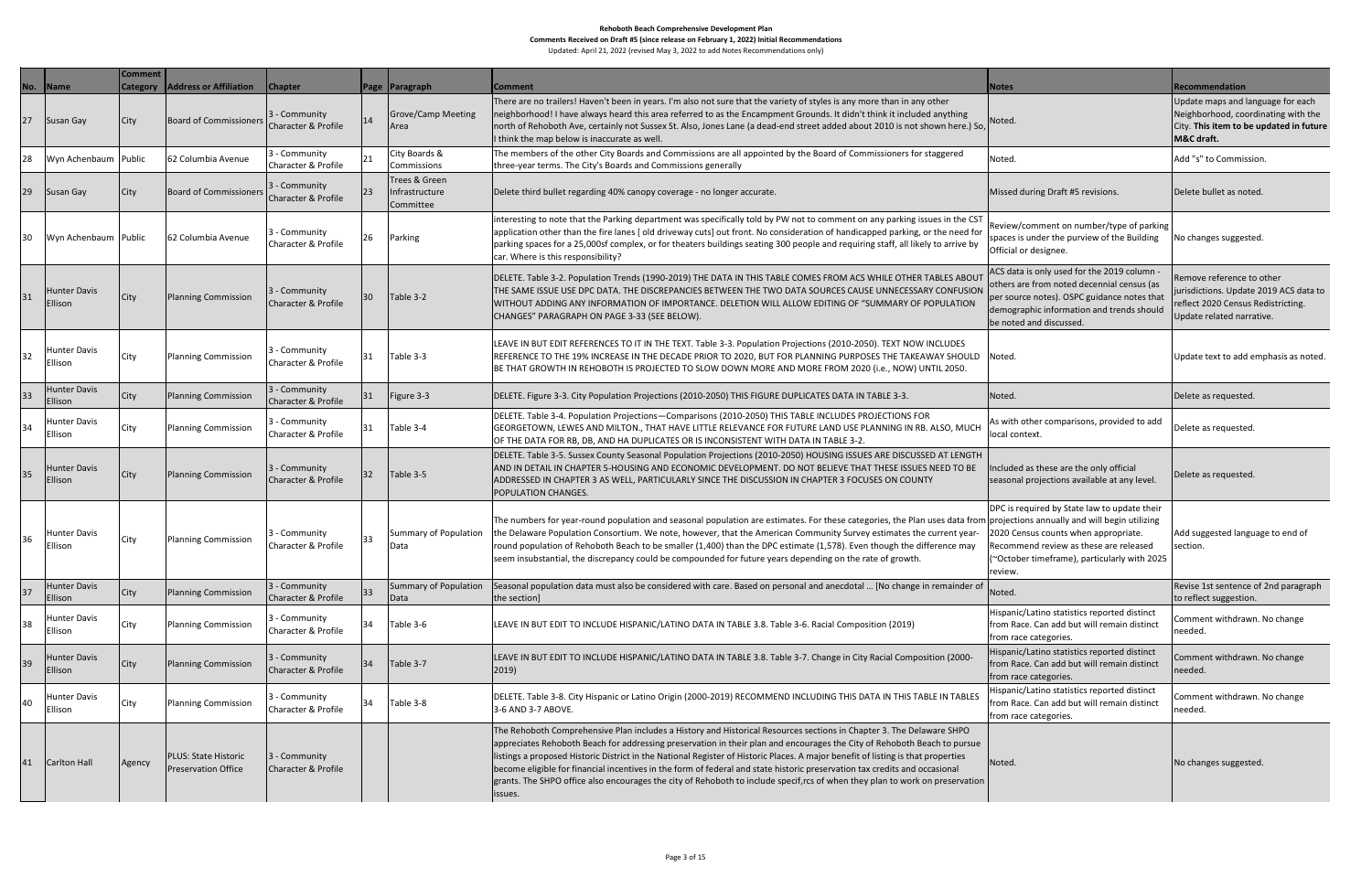**Rehoboth Beach Comprehensive Development Plan**
**Comments Received on Draft #5 (since release on February 1, 2022) Initial Recommendations**
Updated: April 21, 2022 (revised May 3, 2022 to add Notes Recommendations only)

| No. | Name | Comment Category | Address or Affiliation | Chapter | Page | Paragraph | Comment | Notes | Recommendation |
|---|---|---|---|---|---|---|---|---|---|
| 27 | Susan Gay | City | Board of Commissioners | 3 - Community Character & Profile | 14 | Grove/Camp Meeting Area | There are no trailers! Haven't been in years. I'm also not sure that the variety of styles is any more than in any other neighborhood! I have always heard this area referred to as the Encampment Grounds. It didn't think it included anything north of Rehoboth Ave, certainly not Sussex St. Also, Jones Lane (a dead-end street added about 2010 is not shown here.) So, I think the map below is inaccurate as well. | Noted. | Update maps and language for each Neighborhood, coordinating with the City. **This item to be updated in future M&C draft.** |
| 28 | Wyn Achenbaum | Public | 62 Columbia Avenue | 3 - Community Character & Profile | 21 | City Boards & Commissions | The members of the other City Boards and Commissions are all appointed by the Board of Commissioners for staggered three-year terms. The City's Boards and Commissions generally | Noted. | Add "s" to Commission. |
| 29 | Susan Gay | City | Board of Commissioners | 3 - Community Character & Profile | 23 | Trees & Green Infrastructure Committee | Delete third bullet regarding 40% canopy coverage - no longer accurate. | Missed during Draft #5 revisions. | Delete bullet as noted. |
| 30 | Wyn Achenbaum | Public | 62 Columbia Avenue | 3 - Community Character & Profile | 26 | Parking | interesting to note that the Parking department was specifically told by PW not to comment on any parking issues in the CST application other than the fire lanes [ old driveway cuts] out front. No consideration of handicapped parking, or the need for parking spaces for a 25,000sf complex, or for theaters buildings seating 300 people and requiring staff, all likely to arrive by car. Where is this responsibility? | Review/comment on number/type of parking spaces is under the purview of the Building Official or designee. | No changes suggested. |
| 31 | Hunter Davis Ellison | City | Planning Commission | 3 - Community Character & Profile | 30 | Table 3-2 | DELETE. Table 3-2. Population Trends (1990-2019) THE DATA IN THIS TABLE COMES FROM ACS WHILE OTHER TABLES ABOUT THE SAME ISSUE USE DPC DATA. THE DISCREPANCIES BETWEEN THE TWO DATA SOURCES CAUSE UNNECESSARY CONFUSION WITHOUT ADDING ANY INFORMATION OF IMPORTANCE. DELETION WILL ALLOW EDITING OF "SUMMARY OF POPULATION CHANGES" PARAGRAPH ON PAGE 3-33 (SEE BELOW). | ACS data is only used for the 2019 column - others are from noted decennial census (as per source notes). OSPC guidance notes that demographic information and trends should be noted and discussed. | Remove reference to other jurisdictions. Update 2019 ACS data to reflect 2020 Census Redistricting. Update related narrative. |
| 32 | Hunter Davis Ellison | City | Planning Commission | 3 - Community Character & Profile | 31 | Table 3-3 | LEAVE IN BUT EDIT REFERENCES TO IT IN THE TEXT. Table 3-3. Population Projections (2010-2050). TEXT NOW INCLUDES REFERENCE TO THE 19% INCREASE IN THE DECADE PRIOR TO 2020, BUT FOR PLANNING PURPOSES THE TAKEAWAY SHOULD BE THAT GROWTH IN REHOBOTH IS PROJECTED TO SLOW DOWN MORE AND MORE FROM 2020 (i.e., NOW) UNTIL 2050. | Noted. | Update text to add emphasis as noted. |
| 33 | Hunter Davis Ellison | City | Planning Commission | 3 - Community Character & Profile | 31 | Figure 3-3 | DELETE. Figure 3-3. City Population Projections (2010-2050) THIS FIGURE DUPLICATES DATA IN TABLE 3-3. | Noted. | Delete as requested. |
| 34 | Hunter Davis Ellison | City | Planning Commission | 3 - Community Character & Profile | 31 | Table 3-4 | DELETE. Table 3-4. Population Projections—Comparisons (2010-2050) THIS TABLE INCLUDES PROJECTIONS FOR GEORGETOWN, LEWES AND MILTON., THAT HAVE LITTLE RELEVANCE FOR FUTURE LAND USE PLANNING IN RB. ALSO, MUCH OF THE DATA FOR RB, DB, AND HA DUPLICATES OR IS INCONSISTENT WITH DATA IN TABLE 3-2. | As with other comparisons, provided to add local context. | Delete as requested. |
| 35 | Hunter Davis Ellison | City | Planning Commission | 3 - Community Character & Profile | 32 | Table 3-5 | DELETE. Table 3-5. Sussex County Seasonal Population Projections (2010-2050) HOUSING ISSUES ARE DISCUSSED AT LENGTH AND IN DETAIL IN CHAPTER 5-HOUSING AND ECONOMIC DEVELOPMENT. DO NOT BELIEVE THAT THESE ISSUES NEED TO BE ADDRESSED IN CHAPTER 3 AS WELL, PARTICULARLY SINCE THE DISCUSSION IN CHAPTER 3 FOCUSES ON COUNTY POPULATION CHANGES. | Included as these are the only official seasonal projections available at any level. | Delete as requested. |
| 36 | Hunter Davis Ellison | City | Planning Commission | 3 - Community Character & Profile | 33 | Summary of Population Data | The numbers for year-round population and seasonal population are estimates. For these categories, the Plan uses data from the Delaware Population Consortium. We note, however, that the American Community Survey estimates the current year-round population of Rehoboth Beach to be smaller (1,400) than the DPC estimate (1,578). Even though the difference may seem insubstantial, the discrepancy could be compounded for future years depending on the rate of growth. | DPC is required by State law to update their projections annually and will begin utilizing 2020 Census counts when appropriate. Recommend review as these are released (~October timeframe), particularly with 2025 review. | Add suggested language to end of section. |
| 37 | Hunter Davis Ellison | City | Planning Commission | 3 - Community Character & Profile | 33 | Summary of Population Data | Seasonal population data must also be considered with care. Based on personal and anecdotal ... [No change in remainder of the section] | Noted. | Revise 1st sentence of 2nd paragraph to reflect suggestion. |
| 38 | Hunter Davis Ellison | City | Planning Commission | 3 - Community Character & Profile | 34 | Table 3-6 | LEAVE IN BUT EDIT TO INCLUDE HISPANIC/LATINO DATA IN TABLE 3.8. Table 3-6. Racial Composition (2019) | Hispanic/Latino statistics reported distinct from Race. Can add but will remain distinct from race categories. | Comment withdrawn. No change needed. |
| 39 | Hunter Davis Ellison | City | Planning Commission | 3 - Community Character & Profile | 34 | Table 3-7 | LEAVE IN BUT EDIT TO INCLUDE HISPANIC/LATINO DATA IN TABLE 3.8. Table 3-7. Change in City Racial Composition (2000-2019) | Hispanic/Latino statistics reported distinct from Race. Can add but will remain distinct from race categories. | Comment withdrawn. No change needed. |
| 40 | Hunter Davis Ellison | City | Planning Commission | 3 - Community Character & Profile | 34 | Table 3-8 | DELETE. Table 3-8. City Hispanic or Latino Origin (2000-2019) RECOMMEND INCLUDING THIS DATA IN THIS TABLE IN TABLES 3-6 AND 3-7 ABOVE. | Hispanic/Latino statistics reported distinct from Race. Can add but will remain distinct from race categories. | Comment withdrawn. No change needed. |
| 41 | Carlton Hall | Agency | PLUS: State Historic Preservation Office | 3 - Community Character & Profile | | | The Rehoboth Comprehensive Plan includes a History and Historical Resources sections in Chapter 3. The Delaware SHPO appreciates Rehoboth Beach for addressing preservation in their plan and encourages the City of Rehoboth Beach to pursue listings a proposed Historic District in the National Register of Historic Places. A major benefit of listing is that properties become eligible for financial incentives in the form of federal and state historic preservation tax credits and occasional grants. The SHPO office also encourages the city of Rehoboth to include specif,rcs of when they plan to work on preservation issues. | Noted. | No changes suggested. |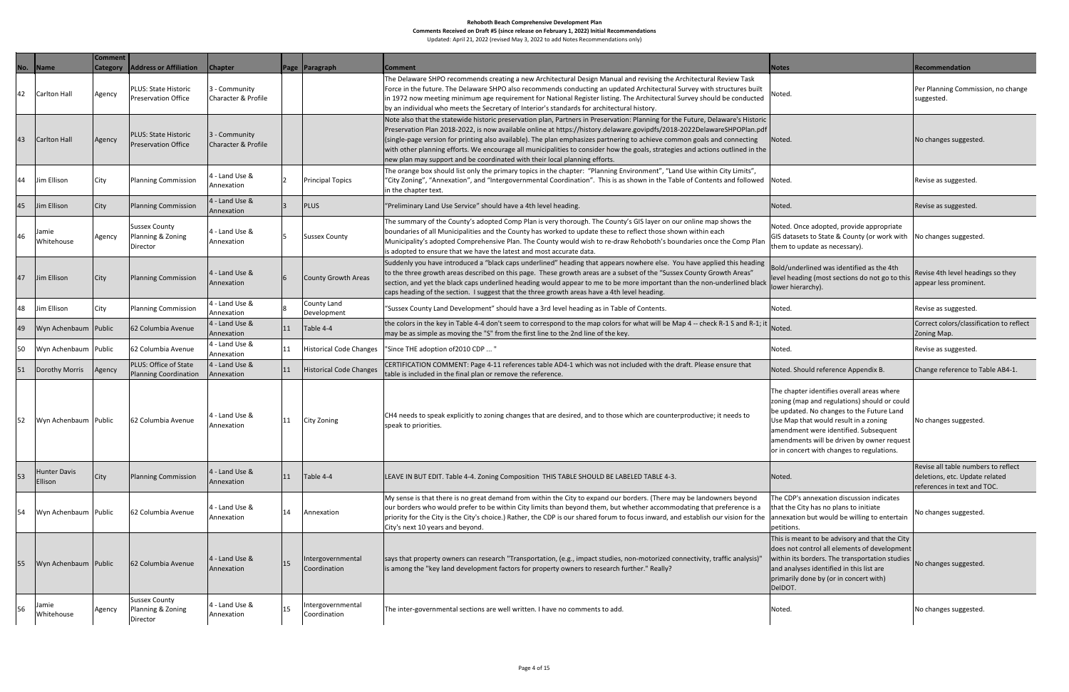# Rehoboth Beach Comprehensive Development Plan

**Comments Received on Draft #5 (since release on February 1, 2022) Initial Recommendations**

Updated: April 21, 2022 (revised May 3, 2022 to add Notes Recommendations only)

| No. | Name | Comment Category | Address or Affiliation | Chapter | Page | Paragraph | Comment | Notes | Recommendation |
|---|---|---|---|---|---|---|---|---|---|
| 42 | Carlton Hall | Agency | PLUS: State Historic Preservation Office | 3 - Community Character & Profile | | | The Delaware SHPO recommends creating a new Architectural Design Manual and revising the Architectural Review Task Force in the future. The Delaware SHPO also recommends conducting an updated Architectural Survey with structures built in 1972 now meeting minimum age requirement for National Register listing. The Architectural Survey should be conducted by an individual who meets the Secretary of Interior's standards for architectural history. | Noted. | Per Planning Commission, no change suggested. |
| 43 | Carlton Hall | Agency | PLUS: State Historic Preservation Office | 3 - Community Character & Profile | | | Note also that the statewide historic preservation plan, Partners in Preservation: Planning for the Future, Delaware's Historic Preservation Plan 2018-2022, is now available online at https://history.delaware.govipdfs/2018-2022DelawareSHPOPlan.pdf (single-page version for printing also available). The plan emphasizes partnering to achieve common goals and connecting with other planning efforts. We encourage all municipalities to consider how the goals, strategies and actions outlined in the new plan may support and be coordinated with their local planning efforts. | Noted. | No changes suggested. |
| 44 | Jim Ellison | City | Planning Commission | 4 - Land Use & Annexation | 2 | Principal Topics | The orange box should list only the primary topics in the chapter: "Planning Environment", "Land Use within City Limits", "City Zoning", "Annexation", and "Intergovernmental Coordination". This is as shown in the Table of Contents and followed in the chapter text. | Noted. | Revise as suggested. |
| 45 | Jim Ellison | City | Planning Commission | 4 - Land Use & Annexation | 3 | PLUS | "Preliminary Land Use Service" should have a 4th level heading. | Noted. | Revise as suggested. |
| 46 | Jamie Whitehouse | Agency | Sussex County Planning & Zoning Director | 4 - Land Use & Annexation | 5 | Sussex County | The summary of the County's adopted Comp Plan is very thorough. The County's GIS layer on our online map shows the boundaries of all Municipalities and the County has worked to update these to reflect those shown within each Municipality's adopted Comprehensive Plan. The County would wish to re-draw Rehoboth's boundaries once the Comp Plan is adopted to ensure that we have the latest and most accurate data. | Noted. Once adopted, provide appropriate GIS datasets to State & County (or work with them to update as necessary). | No changes suggested. |
| 47 | Jim Ellison | City | Planning Commission | 4 - Land Use & Annexation | 6 | County Growth Areas | Suddenly you have introduced a "black caps underlined" heading that appears nowhere else. You have applied this heading to the three growth areas described on this page. These growth areas are a subset of the "Sussex County Growth Areas" section, and yet the black caps underlined heading would appear to me to be more important than the non-underlined black caps heading of the section. I suggest that the three growth areas have a 4th level heading. | Bold/underlined was identified as the 4th level heading (most sections do not go to this lower hierarchy). | Revise 4th level headings so they appear less prominent. |
| 48 | Jim Ellison | City | Planning Commission | 4 - Land Use & Annexation | 8 | County Land Development | "Sussex County Land Development" should have a 3rd level heading as in Table of Contents. | Noted. | Revise as suggested. |
| 49 | Wyn Achenbaum | Public | 62 Columbia Avenue | 4 - Land Use & Annexation | 11 | Table 4-4 | the colors in the key in Table 4-4 don't seem to correspond to the map colors for what will be Map 4 -- check R-1 S and R-1; it may be as simple as moving the "S" from the first line to the 2nd line of the key. | Noted. | Correct colors/classification to reflect Zoning Map. |
| 50 | Wyn Achenbaum | Public | 62 Columbia Avenue | 4 - Land Use & Annexation | 11 | Historical Code Changes | "Since THE adoption of2010 CDP ... " | Noted. | Revise as suggested. |
| 51 | Dorothy Morris | Agency | PLUS: Office of State Planning Coordination | 4 - Land Use & Annexation | 11 | Historical Code Changes | CERTIFICATION COMMENT: Page 4-11 references table AD4-1 which was not included with the draft. Please ensure that table is included in the final plan or remove the reference. | Noted. Should reference Appendix B. | Change reference to Table AB4-1. |
| 52 | Wyn Achenbaum | Public | 62 Columbia Avenue | 4 - Land Use & Annexation | 11 | City Zoning | CH4 needs to speak explicitly to zoning changes that are desired, and to those which are counterproductive; it needs to speak to priorities. | The chapter identifies overall areas where zoning (map and regulations) should or could be updated. No changes to the Future Land Use Map that would result in a zoning amendment were identified. Subsequent amendments will be driven by owner request or in concert with changes to regulations. | No changes suggested. |
| 53 | Hunter Davis Ellison | City | Planning Commission | 4 - Land Use & Annexation | 11 | Table 4-4 | LEAVE IN BUT EDIT. Table 4-4. Zoning Composition THIS TABLE SHOULD BE LABELED TABLE 4-3. | Noted. | Revise all table numbers to reflect deletions, etc. Update related references in text and TOC. |
| 54 | Wyn Achenbaum | Public | 62 Columbia Avenue | 4 - Land Use & Annexation | 14 | Annexation | My sense is that there is no great demand from within the City to expand our borders. (There may be landowners beyond our borders who would prefer to be within City limits than beyond them, but whether accommodating that preference is a priority for the City is the City's choice.) Rather, the CDP is our shared forum to focus inward, and establish our vision for the City's next 10 years and beyond. | The CDP's annexation discussion indicates that the City has no plans to initiate annexation but would be willing to entertain petitions. | No changes suggested. |
| 55 | Wyn Achenbaum | Public | 62 Columbia Avenue | 4 - Land Use & Annexation | 15 | Intergovernmental Coordination | says that property owners can research "Transportation, (e.g., impact studies, non-motorized connectivity, traffic analysis)" is among the "key land development factors for property owners to research further." Really? | This is meant to be advisory and that the City does not control all elements of development within its borders. The transportation studies and analyses identified in this list are primarily done by (or in concert with) DelDOT. | No changes suggested. |
| 56 | Jamie Whitehouse | Agency | Sussex County Planning & Zoning Director | 4 - Land Use & Annexation | 15 | Intergovernmental Coordination | The inter-governmental sections are well written. I have no comments to add. | Noted. | No changes suggested. |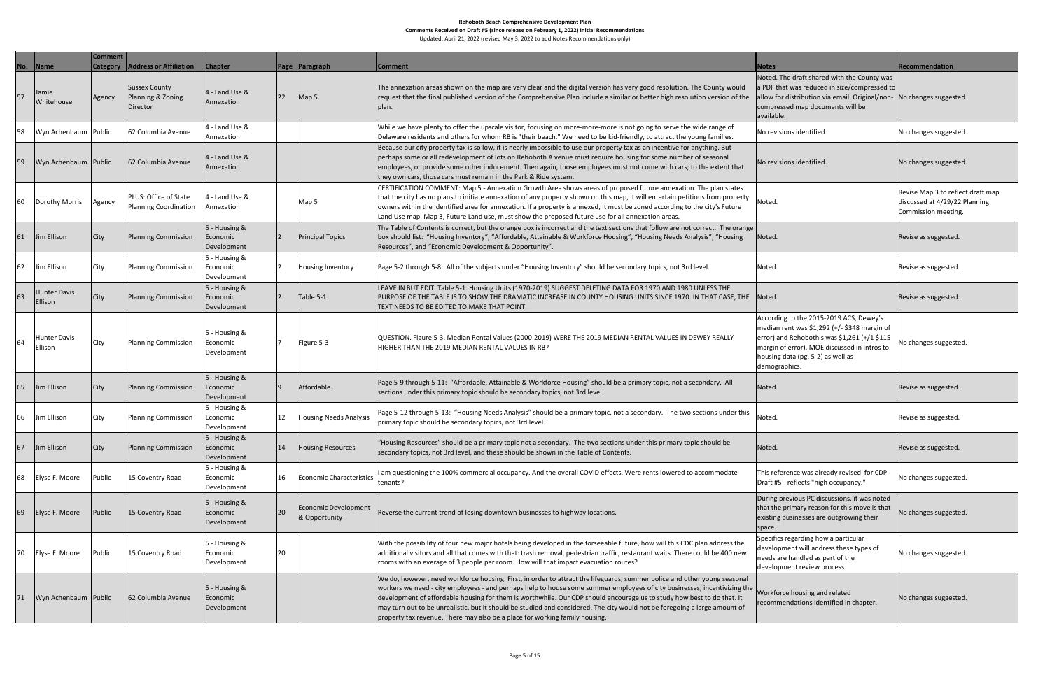**Rehoboth Beach Comprehensive Development Plan**

**Comments Received on Draft #5 (since release on February 1, 2022) Initial Recommendations**

Updated: April 21, 2022 (revised May 3, 2022 to add Notes Recommendations only)

| No. | Name | Comment Category | Address or Affiliation | Chapter | Page | Paragraph | Comment | Notes | Recommendation |
|---|---|---|---|---|---|---|---|---|---|
| 57 | Jamie Whitehouse | Agency | Sussex County Planning & Zoning Director | 4 - Land Use & Annexation | 22 | Map 5 | The annexation areas shown on the map are very clear and the digital version has very good resolution. The County would request that the final published version of the Comprehensive Plan include a similar or better high resolution version of the plan. | Noted. The draft shared with the County was a PDF that was reduced in size/compressed to allow for distribution via email. Original/non-compressed map documents will be available. | No changes suggested. |
| 58 | Wyn Achenbaum | Public | 62 Columbia Avenue | 4 - Land Use & Annexation | | | While we have plenty to offer the upscale visitor, focusing on more-more-more is not going to serve the wide range of Delaware residents and others for whom RB is "their beach." We need to be kid-friendly, to attract the young families. | No revisions identified. | No changes suggested. |
| 59 | Wyn Achenbaum | Public | 62 Columbia Avenue | 4 - Land Use & Annexation | | | Because our city property tax is so low, it is nearly impossible to use our property tax as an incentive for anything. But perhaps some or all redevelopment of lots on Rehoboth A venue must require housing for some number of seasonal employees, or provide some other inducement. Then again, those employees must not come with cars; to the extent that they own cars, those cars must remain in the Park & Ride system. | No revisions identified. | No changes suggested. |
| 60 | Dorothy Morris | Agency | PLUS: Office of State Planning Coordination | 4 - Land Use & Annexation | | Map 5 | CERTIFICATION COMMENT: Map 5 - Annexation Growth Area shows areas of proposed future annexation. The plan states that the city has no plans to initiate annexation of any property shown on this map, it will entertain petitions from property owners within the identified area for annexation. If a property is annexed, it must be zoned according to the city's Future Land Use map. Map 3, Future Land use, must show the proposed future use for all annexation areas. | Noted. | Revise Map 3 to reflect draft map discussed at 4/29/22 Planning Commission meeting. |
| 61 | Jim Ellison | City | Planning Commission | 5 - Housing & Economic Development | 2 | Principal Topics | The Table of Contents is correct, but the orange box is incorrect and the text sections that follow are not correct. The orange box should list: "Housing Inventory", "Affordable, Attainable & Workforce Housing", "Housing Needs Analysis", "Housing Resources", and "Economic Development & Opportunity". | Noted. | Revise as suggested. |
| 62 | Jim Ellison | City | Planning Commission | 5 - Housing & Economic Development | 2 | Housing Inventory | Page 5-2 through 5-8: All of the subjects under "Housing Inventory" should be secondary topics, not 3rd level. | Noted. | Revise as suggested. |
| 63 | Hunter Davis Ellison | City | Planning Commission | 5 - Housing & Economic Development | 2 | Table 5-1 | LEAVE IN BUT EDIT. Table 5-1. Housing Units (1970-2019) SUGGEST DELETING DATA FOR 1970 AND 1980 UNLESS THE PURPOSE OF THE TABLE IS TO SHOW THE DRAMATIC INCREASE IN COUNTY HOUSING UNITS SINCE 1970. IN THAT CASE, THE TEXT NEEDS TO BE EDITED TO MAKE THAT POINT. | Noted. | Revise as suggested. |
| 64 | Hunter Davis Ellison | City | Planning Commission | 5 - Housing & Economic Development | 7 | Figure 5-3 | QUESTION. Figure 5-3. Median Rental Values (2000-2019) WERE THE 2019 MEDIAN RENTAL VALUES IN DEWEY REALLY HIGHER THAN THE 2019 MEDIAN RENTAL VALUES IN RB? | According to the 2015-2019 ACS, Dewey's median rent was $1,292 (+/- $348 margin of error) and Rehoboth's was $1,261 (+/1 $115 margin of error). MOE discussed in intros to housing data (pg. 5-2) as well as demographics. | No changes suggested. |
| 65 | Jim Ellison | City | Planning Commission | 5 - Housing & Economic Development | 9 | Affordable... | Page 5-9 through 5-11: "Affordable, Attainable & Workforce Housing" should be a primary topic, not a secondary. All sections under this primary topic should be secondary topics, not 3rd level. | Noted. | Revise as suggested. |
| 66 | Jim Ellison | City | Planning Commission | 5 - Housing & Economic Development | 12 | Housing Needs Analysis | Page 5-12 through 5-13: "Housing Needs Analysis" should be a primary topic, not a secondary. The two sections under this primary topic should be secondary topics, not 3rd level. | Noted. | Revise as suggested. |
| 67 | Jim Ellison | City | Planning Commission | 5 - Housing & Economic Development | 14 | Housing Resources | "Housing Resources" should be a primary topic not a secondary. The two sections under this primary topic should be secondary topics, not 3rd level, and these should be shown in the Table of Contents. | Noted. | Revise as suggested. |
| 68 | Elyse F. Moore | Public | 15 Coventry Road | 5 - Housing & Economic Development | 16 | Economic Characteristics | I am questioning the 100% commercial occupancy. And the overall COVID effects. Were rents lowered to accommodate tenants? | This reference was already revised for CDP Draft #5 - reflects "high occupancy." | No changes suggested. |
| 69 | Elyse F. Moore | Public | 15 Coventry Road | 5 - Housing & Economic Development | 20 | Economic Development & Opportunity | Reverse the current trend of losing downtown businesses to highway locations. | During previous PC discussions, it was noted that the primary reason for this move is that existing businesses are outgrowing their space. | No changes suggested. |
| 70 | Elyse F. Moore | Public | 15 Coventry Road | 5 - Housing & Economic Development | 20 | | With the possibility of four new major hotels being developed in the forseeable future, how will this CDC plan address the additional visitors and all that comes with that: trash removal, pedestrian traffic, restaurant waits. There could be 400 new rooms with an average of 3 people per room. How will that impact evacuation routes? | Specifics regarding how a particular development will address these types of needs are handled as part of the development review process. | No changes suggested. |
| 71 | Wyn Achenbaum | Public | 62 Columbia Avenue | 5 - Housing & Economic Development | | | We do, however, need workforce housing. First, in order to attract the lifeguards, summer police and other young seasonal workers we need - city employees - and perhaps help to house some summer employees of city businesses; incentivizing the development of affordable housing for them is worthwhile. Our CDP should encourage us to study how best to do that. It may turn out to be unrealistic, but it should be studied and considered. The city would not be foregoing a large amount of property tax revenue. There may also be a place for working family housing. | Workforce housing and related recommendations identified in chapter. | No changes suggested. |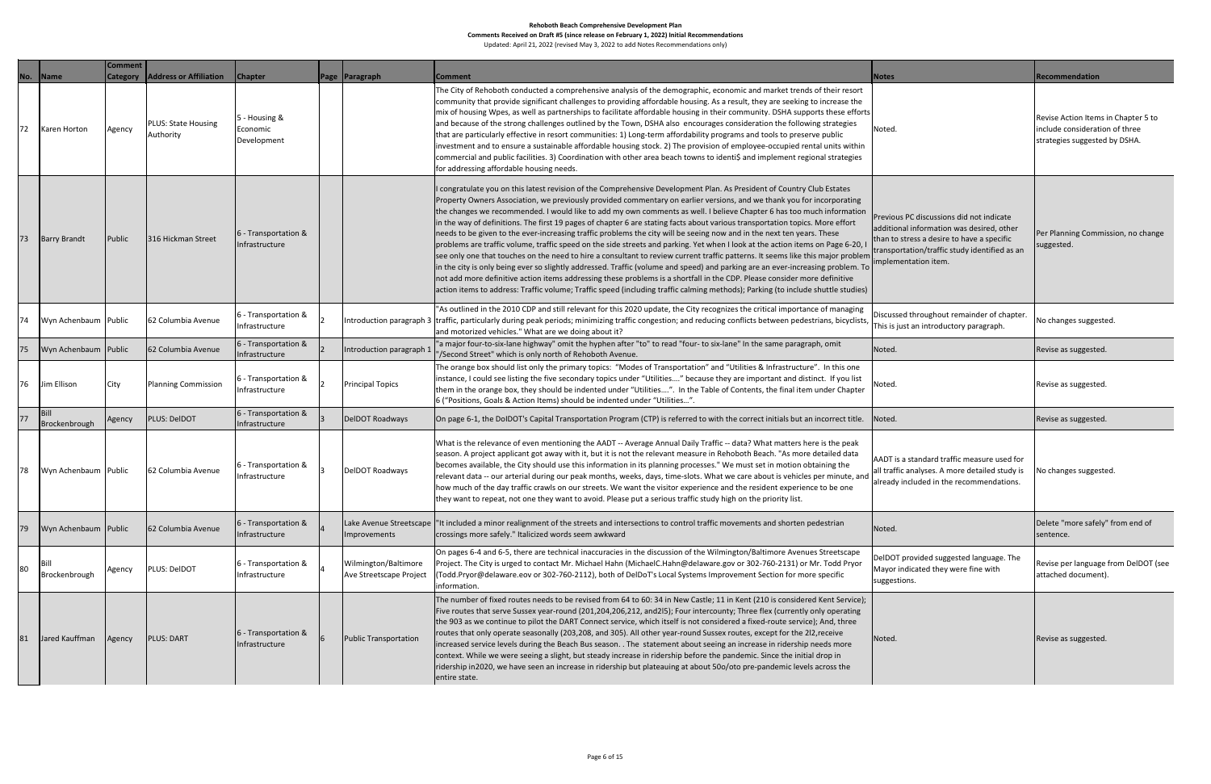# Rehoboth Beach Comprehensive Development Plan

**Comments Received on Draft #5 (since release on February 1, 2022) Initial Recommendations**

Updated: April 21, 2022 (revised May 3, 2022 to add Notes Recommendations only)

| No. | Name | Comment Category | Address or Affiliation | Chapter | Page | Paragraph | Comment | Notes | Recommendation |
|---|---|---|---|---|---|---|---|---|---|
| 72 | Karen Horton | Agency | PLUS: State Housing Authority | 5 - Housing & Economic Development | | | The City of Rehoboth conducted a comprehensive analysis of the demographic, economic and market trends of their resort community that provide significant challenges to providing affordable housing. As a result, they are seeking to increase the mix of housing Wpes, as well as partnerships to facilitate affordable housing in their community. DSHA supports these efforts and because of the strong challenges outlined by the Town, DSHA also encourages consideration the following strategies that are particularly effective in resort communities: 1) Long-term affordability programs and tools to preserve public investment and to ensure a sustainable affordable housing stock. 2) The provision of employee-occupied rental units within commercial and public facilities. 3) Coordination with other area beach towns to identi$ and implement regional strategies for addressing affordable housing needs. | Noted. | Revise Action Items in Chapter 5 to include consideration of three strategies suggested by DSHA. |
| 73 | Barry Brandt | Public | 316 Hickman Street | 6 - Transportation & Infrastructure | | | I congratulate you on this latest revision of the Comprehensive Development Plan. As President of Country Club Estates Property Owners Association, we previously provided commentary on earlier versions, and we thank you for incorporating the changes we recommended. I would like to add my own comments as well. I believe Chapter 6 has too much information in the way of definitions. The first 19 pages of chapter 6 are stating facts about various transportation topics. More effort needs to be given to the ever-increasing traffic problems the city will be seeing now and in the next ten years. These problems are traffic volume, traffic speed on the side streets and parking. Yet when I look at the action items on Page 6-20, I see only one that touches on the need to hire a consultant to review current traffic patterns. It seems like this major problem in the city is only being ever so slightly addressed. Traffic (volume and speed) and parking are an ever-increasing problem. To not add more definitive action items addressing these problems is a shortfall in the CDP. Please consider more definitive action items to address: Traffic volume; Traffic speed (including traffic calming methods); Parking (to include shuttle studies) | Previous PC discussions did not indicate additional information was desired, other than to stress a desire to have a specific transportation/traffic study identified as an implementation item. | Per Planning Commission, no change suggested. |
| 74 | Wyn Achenbaum | Public | 62 Columbia Avenue | 6 - Transportation & Infrastructure | 2 | Introduction paragraph 3 | "As outlined in the 2010 CDP and still relevant for this 2020 update, the City recognizes the critical importance of managing traffic, particularly during peak periods; minimizing traffic congestion; and reducing conflicts between pedestrians, bicyclists, and motorized vehicles." What are we doing about it? | Discussed throughout remainder of chapter. This is just an introductory paragraph. | No changes suggested. |
| 75 | Wyn Achenbaum | Public | 62 Columbia Avenue | 6 - Transportation & Infrastructure | 2 | Introduction paragraph 1 | "a major four-to-six-lane highway" omit the hyphen after "to" to read "four- to six-lane" In the same paragraph, omit "/Second Street" which is only north of Rehoboth Avenue. | Noted. | Revise as suggested. |
| 76 | Jim Ellison | City | Planning Commission | 6 - Transportation & Infrastructure | 2 | Principal Topics | The orange box should list only the primary topics: "Modes of Transportation" and "Utilities & Infrastructure". In this one instance, I could see listing the five secondary topics under "Utilities…." because they are important and distinct. If you list them in the orange box, they should be indented under "Utilities….". In the Table of Contents, the final item under Chapter 6 ("Positions, Goals & Action Items) should be indented under "Utilities…". | Noted. | Revise as suggested. |
| 77 | Bill Brockenbrough | Agency | PLUS: DelDOT | 6 - Transportation & Infrastructure | 3 | DelDOT Roadways | On page 6-1, the DoIDOT's Capital Transportation Program (CTP) is referred to with the correct initials but an incorrect title. | Noted. | Revise as suggested. |
| 78 | Wyn Achenbaum | Public | 62 Columbia Avenue | 6 - Transportation & Infrastructure | 3 | DelDOT Roadways | What is the relevance of even mentioning the AADT -- Average Annual Daily Traffic -- data? What matters here is the peak season. A project applicant got away with it, but it is not the relevant measure in Rehoboth Beach. "As more detailed data becomes available, the City should use this information in its planning processes." We must set in motion obtaining the relevant data -- our arterial during our peak months, weeks, days, time-slots. What we care about is vehicles per minute, and how much of the day traffic crawls on our streets. We want the visitor experience and the resident experience to be one they want to repeat, not one they want to avoid. Please put a serious traffic study high on the priority list. | AADT is a standard traffic measure used for all traffic analyses. A more detailed study is already included in the recommendations. | No changes suggested. |
| 79 | Wyn Achenbaum | Public | 62 Columbia Avenue | 6 - Transportation & Infrastructure | 4 | Lake Avenue Streetscape Improvements | "It included a minor realignment of the streets and intersections to control traffic movements and shorten pedestrian crossings more safely." Italicized words seem awkward | Noted. | Delete "more safely" from end of sentence. |
| 80 | Bill Brockenbrough | Agency | PLUS: DelDOT | 6 - Transportation & Infrastructure | 4 | Wilmington/Baltimore Ave Streetscape Project | On pages 6-4 and 6-5, there are technical inaccuracies in the discussion of the Wilmington/Baltimore Avenues Streetscape Project. The City is urged to contact Mr. Michael Hahn (MichaelC.Hahn@delaware.gov or 302-760-2131) or Mr. Todd Pryor (Todd.Pryor@delaware.eov or 302-760-2112), both of DelDoT's Local Systems Improvement Section for more specific information. | DelDOT provided suggested language. The Mayor indicated they were fine with suggestions. | Revise per language from DelDOT (see attached document). |
| 81 | Jared Kauffman | Agency | PLUS: DART | 6 - Transportation & Infrastructure | 6 | Public Transportation | The number of fixed routes needs to be revised from 64 to 60: 34 in New Castle; 11 in Kent (210 is considered Kent Service); Five routes that serve Sussex year-round (201,204,206,212, and2l5); Four intercounty; Three flex (currently only operating the 903 as we continue to pilot the DART Connect service, which itself is not considered a fixed-route service); And, three routes that only operate seasonally (203,208, and 305). All other year-round Sussex routes, except for the 2l2,receive increased service levels during the Beach Bus season. . The statement about seeing an increase in ridership needs more context. While we were seeing a slight, but steady increase in ridership before the pandemic. Since the initial drop in ridership in2020, we have seen an increase in ridership but plateauing at about 50o/oto pre-pandemic levels across the entire state. | Noted. | Revise as suggested. |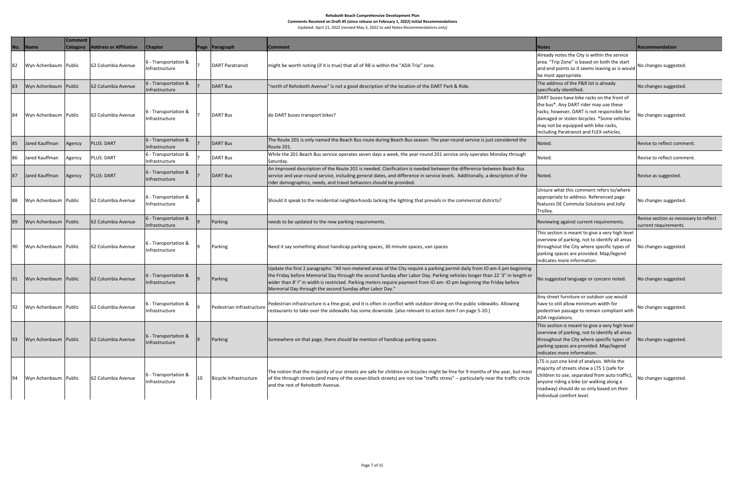**Rehoboth Beach Comprehensive Development Plan**

**Comments Received on Draft #5 (since release on February 1, 2022) Initial Recommendations**

Updated: April 21, 2022 (revised May 3, 2022 to add Notes Recommendations only)

| No. | Name | Comment Category | Address or Affiliation | Chapter | Page | Paragraph | Comment | Notes | Recommendation |
|---|---|---|---|---|---|---|---|---|---|
| 82 | Wyn Achenbaum | Public | 62 Columbia Avenue | 6 - Transportation & Infrastructure | 7 | DART Paratransit | might be worth noting (if it is true) that all of RB is within the "ADA Trip" zone. | Already notes the City is within the service area. "Trip Zone" is based on both the start and end points so it seems leaving as is would be most appropriate. | No changes suggested. |
| 83 | Wyn Achenbaum | Public | 62 Columbia Avenue | 6 - Transportation & Infrastructure | 7 | DART Bus | "north of Rehoboth Avenue" is not a good description of the location of the DART Park & Ride. | The address of the P&R lot is already specifically identified. | No changes suggested. |
| 84 | Wyn Achenbaum | Public | 62 Columbia Avenue | 6 - Transportation & Infrastructure | 7 | DART Bus | do DART buses transport bikes? | DART buses have bike racks on the front of the bus*. Any DART rider may use these racks; however, DART is not responsible for damaged or stolen bicycles. *Some vehicles may not be equipped with bike racks, including Paratransit and FLEX vehicles. | No changes suggested. |
| 85 | Jared Kauffman | Agency | PLUS: DART | 6 - Transportation & Infrastructure | 7 | DART Bus | The Route 201 is only named the Beach Bus route during Beach Bus season. The year-round service is just considered the Route 201. | Noted. | Revise to reflect comment. |
| 86 | Jared Kauffman | Agency | PLUS: DART | 6 - Transportation & Infrastructure | 7 | DART Bus | While the 201 Beach Bus service operates seven days a week, the year-round 201 service only operates Monday through Saturday. | Noted. | Revise to reflect comment. |
| 87 | Jared Kauffman | Agency | PLUS: DART | 6 - Transportation & Infrastructure | 7 | DART Bus | An improved description of the Route 201 is needed. Clarification is needed between the difference between Beach Bus service and year-round service, including general dates, and difference in service levels. Additionally, a description of the rider demographics, needs, and travel behaviors should be provided. | Noted. | Revise as suggested. |
| 88 | Wyn Achenbaum | Public | 62 Columbia Avenue | 6 - Transportation & Infrastructure | 8 | | Should it speak to the residential neighborhoods lacking the lighting that prevails in the commercial districts? | Unsure what this comment refers to/where appropriate to address. Referenced page features DE Commute Solutions and Jolly Trolley. | No changes suggested. |
| 89 | Wyn Achenbaum | Public | 62 Columbia Avenue | 6 - Transportation & Infrastructure | 9 | Parking | needs to be updated to the new parking requirements. | Reviewing against current requirements. | Revise section as necessary to reflect current requirements. |
| 90 | Wyn Achenbaum | Public | 62 Columbia Avenue | 6 - Transportation & Infrastructure | 9 | Parking | Need it say something about handicap parking spaces, 30 minute spaces, van spaces | This section is meant to give a very high level overview of parking, not to identify all areas throughout the City where specific types of parking spaces are provided. Map/legend indicates more information. | No changes suggested. |
| 91 | Wyn Achenbaum | Public | 62 Columbia Avenue | 6 - Transportation & Infrastructure | 9 | Parking | Update the first 2 paragraphs: "All non-metered areas of the City require a parking permit daily from IO am-5 pm beginning the Friday before Memorial Day through the second Sunday after Labor Day. Parking vehicles longer than 22 '3" in length or wider than 8' I" in width is restricted. Parking meters require payment from IO am- IO pm beginning the Friday before Memorial Day through the second Sunday after Labor Day." | No suggested language or concern noted. | No changes suggested. |
| 92 | Wyn Achenbaum | Public | 62 Columbia Avenue | 6 - Transportation & Infrastructure | 9 | Pedestrian Infrastructure | Pedestrian infrastructure is a fme goal, and it is often in conflict with outdoor dining on the public sidewalks. Allowing restaurants to take over the sidewalks has some downside. [also relevant to action item f on page 5-20.] | Any street furniture or outdoor use would have to still allow minimum width for pedestrian passage to remain compliant with ADA regulations. | No changes suggested. |
| 93 | Wyn Achenbaum | Public | 62 Columbia Avenue | 6 - Transportation & Infrastructure | 9 | Parking | Somewhere on that page, there should be mention of handicap parking spaces. | This section is meant to give a very high level overview of parking, not to identify all areas throughout the City where specific types of parking spaces are provided. Map/legend indicates more information. | No changes suggested. |
| 94 | Wyn Achenbaum | Public | 62 Columbia Avenue | 6 - Transportation & Infrastructure | 10 | Bicycle Infrastructure | The notion that the majority of our streets are safe for children on bicycles might be fme for 9 months of the year, but most of the through streets (and many of the ocean-block streets) are not low "traffic stress" -- particularly near the traffic circle and the rest of Rehoboth Avenue. | LTS is just one kind of analysis. While the majority of streets show a LTS 1 (safe for children to use, separated from auto traffic), anyone riding a bike (or walking along a roadway) should do so only based on their individual comfort level. | No changes suggested. |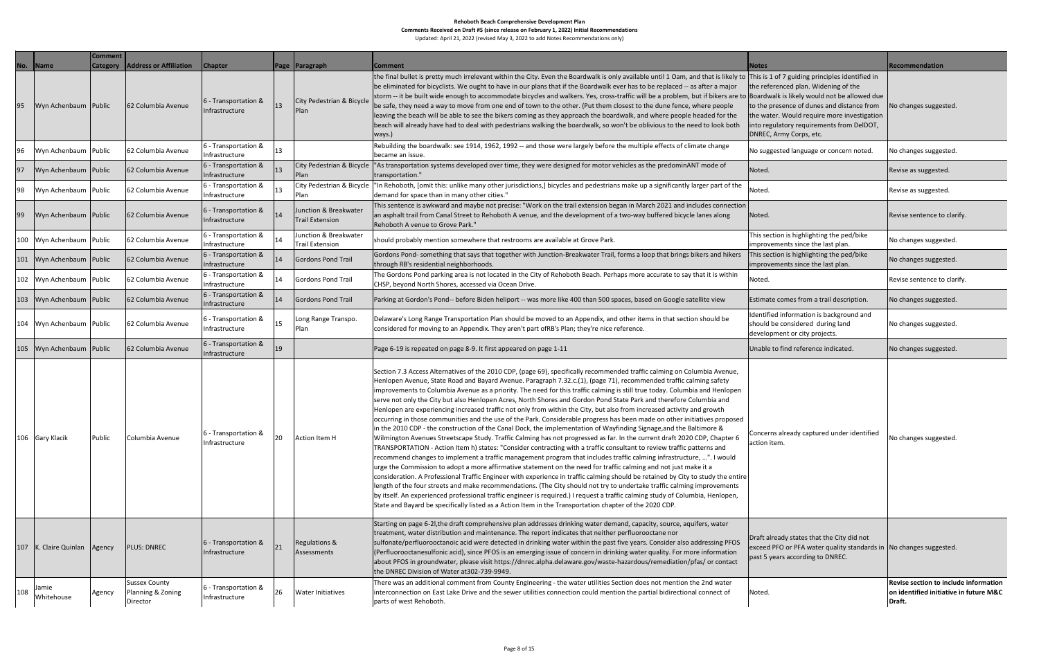**Rehoboth Beach Comprehensive Development Plan**

**Comments Received on Draft #5 (since release on February 1, 2022) Initial Recommendations**

Updated: April 21, 2022 (revised May 3, 2022 to add Notes Recommendations only)

| No. | Name | Comment Category | Address or Affiliation | Chapter | Page | Paragraph | Comment | Notes | Recommendation |
|---|---|---|---|---|---|---|---|---|---|
| 95 | Wyn Achenbaum | Public | 62 Columbia Avenue | 6 - Transportation & Infrastructure | 13 | City Pedestrian & Bicycle Plan | the final bullet is pretty much irrelevant within the City. Even the Boardwalk is only available until 1 0am, and that is likely to be eliminated for bicyclists. We ought to have in our plans that if the Boardwalk ever has to be replaced -- as after a major storm -- it be built wide enough to accommodate bicycles and walkers. Yes, cross-traffic will be a problem, but if bikers are to be safe, they need a way to move from one end of town to the other. (Put them closest to the dune fence, where people leaving the beach will be able to see the bikers coming as they approach the boardwalk, and where people headed for the beach will already have had to deal with pedestrians walking the boardwalk, so won't be oblivious to the need to look both ways.) | This is 1 of 7 guiding principles identified in the referenced plan. Widening of the Boardwalk is likely would not be allowed due to the presence of dunes and distance from the water. Would require more investigation into regulatory requirements from DelDOT, DNREC, Army Corps, etc. | No changes suggested. |
| 96 | Wyn Achenbaum | Public | 62 Columbia Avenue | 6 - Transportation & Infrastructure | 13 | | Rebuilding the boardwalk: see 1914, 1962, 1992 -- and those were largely before the multiple effects of climate change became an issue. | No suggested language or concern noted. | No changes suggested. |
| 97 | Wyn Achenbaum | Public | 62 Columbia Avenue | 6 - Transportation & Infrastructure | 13 | City Pedestrian & Bicycle Plan | "As transportation systems developed over time, they were designed for motor vehicles as the predominANT mode of transportation." | Noted. | Revise as suggested. |
| 98 | Wyn Achenbaum | Public | 62 Columbia Avenue | 6 - Transportation & Infrastructure | 13 | City Pedestrian & Bicycle Plan | "In Rehoboth, [omit this: unlike many other jurisdictions,] bicycles and pedestrians make up a significantly larger part of the demand for space than in many other cities." | Noted. | Revise as suggested. |
| 99 | Wyn Achenbaum | Public | 62 Columbia Avenue | 6 - Transportation & Infrastructure | 14 | Junction & Breakwater Trail Extension | This sentence is awkward and maybe not precise: "Work on the trail extension began in March 2021 and includes connection an asphalt trail from Canal Street to Rehoboth A venue, and the development of a two-way buffered bicycle lanes along Rehoboth A venue to Grove Park." | Noted. | Revise sentence to clarify. |
| 100 | Wyn Achenbaum | Public | 62 Columbia Avenue | 6 - Transportation & Infrastructure | 14 | Junction & Breakwater Trail Extension | should probably mention somewhere that restrooms are available at Grove Park. | This section is highlighting the ped/bike improvements since the last plan. | No changes suggested. |
| 101 | Wyn Achenbaum | Public | 62 Columbia Avenue | 6 - Transportation & Infrastructure | 14 | Gordons Pond Trail | Gordons Pond- something that says that together with Junction-Breakwater Trail, forms a loop that brings bikers and hikers through RB's residential neighborhoods. | This section is highlighting the ped/bike improvements since the last plan. | No changes suggested. |
| 102 | Wyn Achenbaum | Public | 62 Columbia Avenue | 6 - Transportation & Infrastructure | 14 | Gordons Pond Trail | The Gordons Pond parking area is not located in the City of Rehoboth Beach. Perhaps more accurate to say that it is within CHSP, beyond North Shores, accessed via Ocean Drive. | Noted. | Revise sentence to clarify. |
| 103 | Wyn Achenbaum | Public | 62 Columbia Avenue | 6 - Transportation & Infrastructure | 14 | Gordons Pond Trail | Parking at Gordon's Pond-- before Biden heliport -- was more like 400 than 500 spaces, based on Google satellite view | Estimate comes from a trail description. | No changes suggested. |
| 104 | Wyn Achenbaum | Public | 62 Columbia Avenue | 6 - Transportation & Infrastructure | 15 | Long Range Transpo. Plan | Delaware's Long Range Transportation Plan should be moved to an Appendix, and other items in that section should be considered for moving to an Appendix. They aren't part ofRB's Plan; they're nice reference. | Identified information is background and should be considered during land development or city projects. | No changes suggested. |
| 105 | Wyn Achenbaum | Public | 62 Columbia Avenue | 6 - Transportation & Infrastructure | 19 | | Page 6-19 is repeated on page 8-9. It first appeared on page 1-11 | Unable to find reference indicated. | No changes suggested. |
| 106 | Gary Klacik | Public | Columbia Avenue | 6 - Transportation & Infrastructure | 20 | Action Item H | Section 7.3 Access Alternatives of the 2010 CDP, (page 69), specifically recommended traffic calming on Columbia Avenue, Henlopen Avenue, State Road and Bayard Avenue. Paragraph 7.32.c.(1), (page 71), recommended traffic calming safety improvements to Columbia Avenue as a priority. The need for this traffic calming is still true today. Columbia and Henlopen serve not only the City but also Henlopen Acres, North Shores and Gordon Pond State Park and therefore Columbia and Henlopen are experiencing increased traffic not only from within the City, but also from increased activity and growth occurring in those communities and the use of the Park. Considerable progress has been made on other initiatives proposed in the 2010 CDP - the construction of the Canal Dock, the implementation of Wayfinding Signage,and the Baltimore & Wilmington Avenues Streetscape Study. Traffic Calming has not progressed as far. In the current draft 2020 CDP, Chapter 6 TRANSPORTATION - Action Item h) states: "Consider contracting with a traffic consultant to review traffic patterns and recommend changes to implement a traffic management program that includes traffic calming infrastructure, ...". I would urge the Commission to adopt a more affirmative statement on the need for traffic calming and not just make it a consideration. A Professional Traffic Engineer with experience in traffic calming should be retained by City to study the entire length of the four streets and make recommendations. (The City should not try to undertake traffic calming improvements by itself. An experienced professional traffic engineer is required.) I request a traffic calming study of Columbia, Henlopen, State and Bayard be specifically listed as a Action Item in the Transportation chapter of the 2020 CDP. | Concerns already captured under identified action item. | No changes suggested. |
| 107 | K. Claire Quinlan | Agency | PLUS: DNREC | 6 - Transportation & Infrastructure | 21 | Regulations & Assessments | Starting on page 6-2l,the draft comprehensive plan addresses drinking water demand, capacity, source, aquifers, water treatment, water distribution and maintenance. The report indicates that neither perfluorooctane nor sulfonate/perfluorooctanoic acid were detected in drinking water within the past five years. Consider also addressing PFOS (Perfluorooctanesulfonic acid), since PFOS is an emerging issue of concern in drinking water quality. For more information about PFOS in groundwater, please visit https://dnrec.alpha.delaware.gov/waste-hazardous/remediation/pfas/ or contact the DNREC Division of Water at302-739-9949. | Draft already states that the City did not exceed PFO or PFA water quality standards in past 5 years according to DNREC. | No changes suggested. |
| 108 | Jamie Whitehouse | Agency | Sussex County Planning & Zoning Director | 6 - Transportation & Infrastructure | 26 | Water Initiatives | There was an additional comment from County Engineering - the water utilities Section does not mention the 2nd water interconnection on East Lake Drive and the sewer utilities connection could mention the partial bidirectional connect of parts of west Rehoboth. | Noted. | **Revise section to include information on identified initiative in future M&C Draft.** |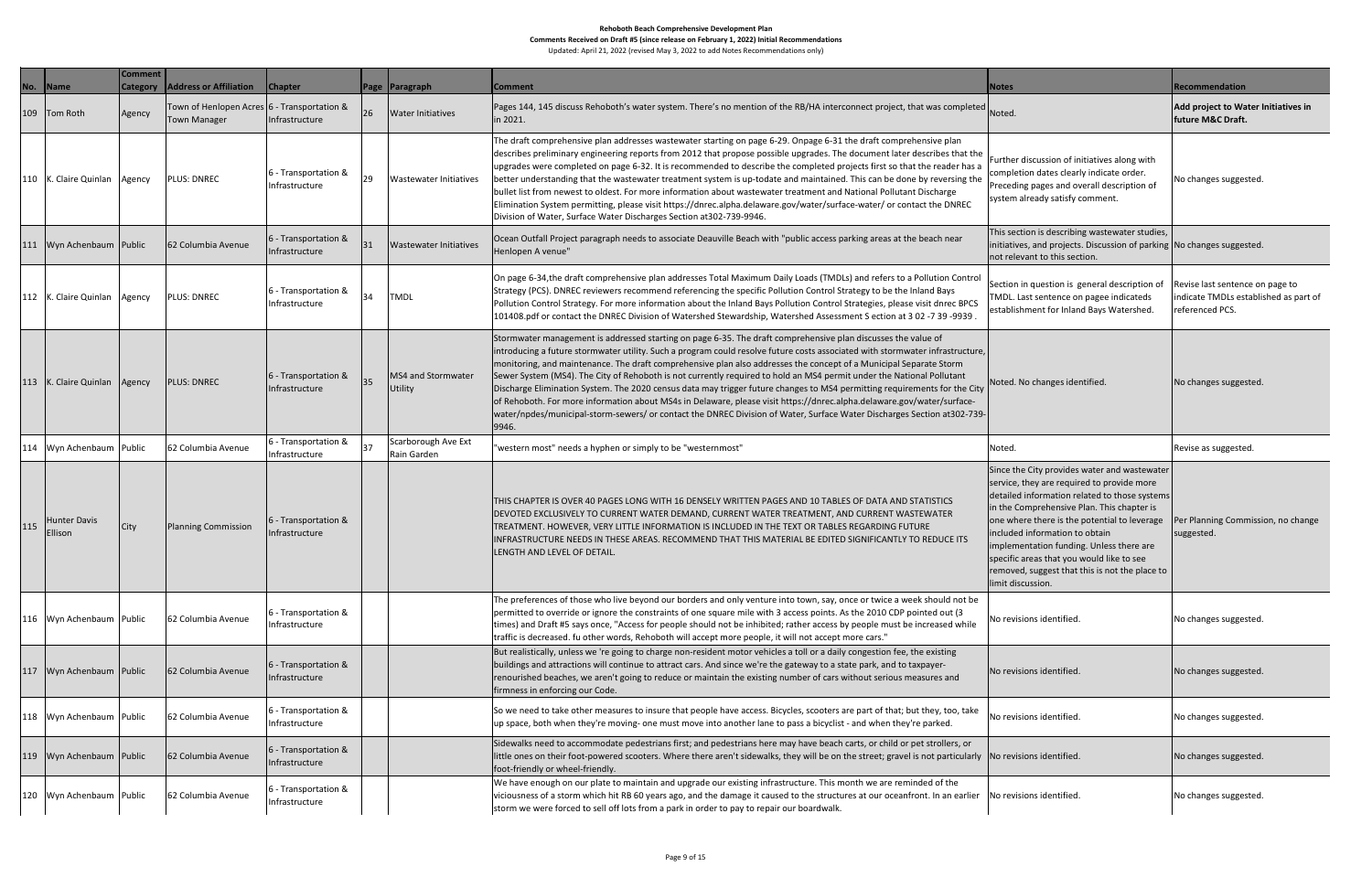**Rehoboth Beach Comprehensive Development Plan**
**Comments Received on Draft #5 (since release on February 1, 2022) Initial Recommendations**
Updated: April 21, 2022 (revised May 3, 2022 to add Notes Recommendations only)

| No. | Name | Comment Category | Address or Affiliation | Chapter | Page | Paragraph | Comment | Notes | Recommendation |
|---|---|---|---|---|---|---|---|---|---|
| 109 | Tom Roth | Agency | Town of Henlopen Acres Town Manager | 6 - Transportation & Infrastructure | 26 | Water Initiatives | Pages 144, 145 discuss Rehoboth's water system. There's no mention of the RB/HA interconnect project, that was completed in 2021. | Noted. | **Add project to Water Initiatives in future M&C Draft.** |
| 110 | K. Claire Quinlan | Agency | PLUS: DNREC | 6 - Transportation & Infrastructure | 29 | Wastewater Initiatives | The draft comprehensive plan addresses wastewater starting on page 6-29. Onpage 6-31 the draft comprehensive plan describes preliminary engineering reports from 2012 that propose possible upgrades. The document later describes that the upgrades were completed on page 6-32. It is recommended to describe the completed projects first so that the reader has a better understanding that the wastewater treatment system is up-todate and maintained. This can be done by reversing the bullet list from newest to oldest. For more information about wastewater treatment and National Pollutant Discharge Elimination System permitting, please visit https://dnrec.alpha.delaware.gov/water/surface-water/ or contact the DNREC Division of Water, Surface Water Discharges Section at302-739-9946. | Further discussion of initiatives along with completion dates clearly indicate order. Preceding pages and overall description of system already satisfy comment. | No changes suggested. |
| 111 | Wyn Achenbaum | Public | 62 Columbia Avenue | 6 - Transportation & Infrastructure | 31 | Wastewater Initiatives | Ocean Outfall Project paragraph needs to associate Deauville Beach with "public access parking areas at the beach near Henlopen A venue" | This section is describing wastewater studies, initiatives, and projects. Discussion of parking not relevant to this section. | No changes suggested. |
| 112 | K. Claire Quinlan | Agency | PLUS: DNREC | 6 - Transportation & Infrastructure | 34 | TMDL | On page 6-34,the draft comprehensive plan addresses Total Maximum Daily Loads (TMDLs) and refers to a Pollution Control Strategy (PCS). DNREC reviewers recommend referencing the specific Pollution Control Strategy to be the Inland Bays Pollution Control Strategy. For more information about the Inland Bays Pollution Control Strategies, please visit dnrec BPCS 101408.pdf or contact the DNREC Division of Watershed Stewardship, Watershed Assessment S ection at 3 02 -7 39 -9939 . | Section in question is general description of TMDL. Last sentence on pagee indicateds establishment for Inland Bays Watershed. | Revise last sentence on page to indicate TMDLs established as part of referenced PCS. |
| 113 | K. Claire Quinlan | Agency | PLUS: DNREC | 6 - Transportation & Infrastructure | 35 | MS4 and Stormwater Utility | Stormwater management is addressed starting on page 6-35. The draft comprehensive plan discusses the value of introducing a future stormwater utility. Such a program could resolve future costs associated with stormwater infrastructure, monitoring, and maintenance. The draft comprehensive plan also addresses the concept of a Municipal Separate Storm Sewer System (MS4). The City of Rehoboth is not currently required to hold an MS4 permit under the National Pollutant Discharge Elimination System. The 2020 census data may trigger future changes to MS4 permitting requirements for the City of Rehoboth. For more information about MS4s in Delaware, please visit https://dnrec.alpha.delaware.gov/water/surface-water/npdes/municipal-storm-sewers/ or contact the DNREC Division of Water, Surface Water Discharges Section at302-739-9946. | Noted. No changes identified. | No changes suggested. |
| 114 | Wyn Achenbaum | Public | 62 Columbia Avenue | 6 - Transportation & Infrastructure | 37 | Scarborough Ave Ext Rain Garden | "western most" needs a hyphen or simply to be "westernmost" | Noted. | Revise as suggested. |
| 115 | Hunter Davis Ellison | City | Planning Commission | 6 - Transportation & Infrastructure | | | THIS CHAPTER IS OVER 40 PAGES LONG WITH 16 DENSELY WRITTEN PAGES AND 10 TABLES OF DATA AND STATISTICS DEVOTED EXCLUSIVELY TO CURRENT WATER DEMAND, CURRENT WATER TREATMENT, AND CURRENT WASTEWATER TREATMENT. HOWEVER, VERY LITTLE INFORMATION IS INCLUDED IN THE TEXT OR TABLES REGARDING FUTURE INFRASTRUCTURE NEEDS IN THESE AREAS. RECOMMEND THAT THIS MATERIAL BE EDITED SIGNIFICANTLY TO REDUCE ITS LENGTH AND LEVEL OF DETAIL. | Since the City provides water and wastewater service, they are required to provide more detailed information related to those systems in the Comprehensive Plan. This chapter is one where there is the potential to leverage included information to obtain implementation funding. Unless there are specific areas that you would like to see removed, suggest that this is not the place to limit discussion. | Per Planning Commission, no change suggested. |
| 116 | Wyn Achenbaum | Public | 62 Columbia Avenue | 6 - Transportation & Infrastructure | | | The preferences of those who live beyond our borders and only venture into town, say, once or twice a week should not be permitted to override or ignore the constraints of one square mile with 3 access points. As the 2010 CDP pointed out (3 times) and Draft #5 says once, "Access for people should not be inhibited; rather access by people must be increased while traffic is decreased. fu other words, Rehoboth will accept more people, it will not accept more cars." | No revisions identified. | No changes suggested. |
| 117 | Wyn Achenbaum | Public | 62 Columbia Avenue | 6 - Transportation & Infrastructure | | | But realistically, unless we 're going to charge non-resident motor vehicles a toll or a daily congestion fee, the existing buildings and attractions will continue to attract cars. And since we're the gateway to a state park, and to taxpayer-renourished beaches, we aren't going to reduce or maintain the existing number of cars without serious measures and firmness in enforcing our Code. | No revisions identified. | No changes suggested. |
| 118 | Wyn Achenbaum | Public | 62 Columbia Avenue | 6 - Transportation & Infrastructure | | | So we need to take other measures to insure that people have access. Bicycles, scooters are part of that; but they, too, take up space, both when they're moving- one must move into another lane to pass a bicyclist - and when they're parked. | No revisions identified. | No changes suggested. |
| 119 | Wyn Achenbaum | Public | 62 Columbia Avenue | 6 - Transportation & Infrastructure | | | Sidewalks need to accommodate pedestrians first; and pedestrians here may have beach carts, or child or pet strollers, or little ones on their foot-powered scooters. Where there aren't sidewalks, they will be on the street; gravel is not particularly foot-friendly or wheel-friendly. | No revisions identified. | No changes suggested. |
| 120 | Wyn Achenbaum | Public | 62 Columbia Avenue | 6 - Transportation & Infrastructure | | | We have enough on our plate to maintain and upgrade our existing infrastructure. This month we are reminded of the viciousness of a storm which hit RB 60 years ago, and the damage it caused to the structures at our oceanfront. In an earlier storm we were forced to sell off lots from a park in order to pay to repair our boardwalk. | No revisions identified. | No changes suggested. |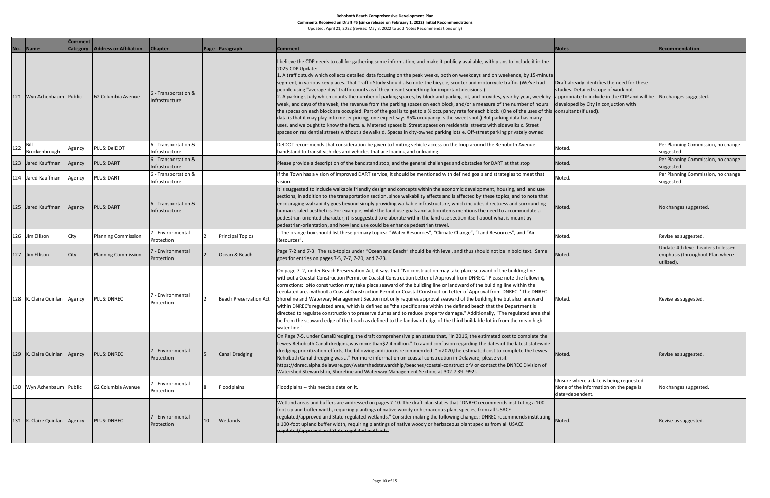**Rehoboth Beach Comprehensive Development Plan**
**Comments Received on Draft #5 (since release on February 1, 2022) Initial Recommendations**
Updated: April 21, 2022 (revised May 3, 2022 to add Notes Recommendations only)

| No. | Name | Comment Category | Address or Affiliation | Chapter | Page | Paragraph | Comment | Notes | Recommendation |
|---|---|---|---|---|---|---|---|---|---|
| 121 | Wyn Achenbaum | Public | 62 Columbia Avenue | 6 - Transportation & Infrastructure | | | I believe the CDP needs to call for gathering some information, and make it publicly available, with plans to include it in the 2025 CDP Update: 1. A traffic study which collects detailed data focusing on the peak weeks, both on weekdays and on weekends, by 15-minute segment, in various key places. That Traffic Study should also note the bicycle, scooter and motorcycle traffic. (We've had people using "average day" traffic counts as if they meant something for important decisions.) 2. A parking study which counts the number of parking spaces, by block and parking lot, and provides, year by year, week by week, and days of the week, the revenue from the parking spaces on each block, and/or a measure of the number of hours the spaces on each block are occupied. Part of the goal is to get to a % occupancy rate for each block. (One of the uses of this data is that it may play into meter pricing; one expert says 85% occupancy is the sweet spot.) But parking data has many uses, and we ought to know the facts. a. Metered spaces b. Street spaces on residential streets with sidewalks c. Street spaces on residential streets without sidewalks d. Spaces in city-owned parking lots e. Off-street parking privately owned | Draft already identifies the need for these studies. Detailed scope of work not appropriate to include in the CDP and will be developed by City in conjuction with consultant (if used). | No changes suggested. |
| 122 | Bill Brockenbrough | Agency | PLUS: DelDOT | 6 - Transportation & Infrastructure | | | DelDOT recommends that consideration be given to limiting vehicle access on the loop around the Rehoboth Avenue bandstand to transit vehicles and vehicles that are loading and unloading. | Noted. | Per Planning Commission, no change suggested. |
| 123 | Jared Kauffman | Agency | PLUS: DART | 6 - Transportation & Infrastructure | | | Please provide a description of the bandstand stop, and the general challenges and obstacles for DART at that stop | Noted. | Per Planning Commission, no change suggested. |
| 124 | Jared Kauffman | Agency | PLUS: DART | 6 - Transportation & Infrastructure | | | If the Town has a vision of improved DART service, it should be mentioned with defined goals and strategies to meet that vision. | Noted. | Per Planning Commission, no change suggested. |
| 125 | Jared Kauffman | Agency | PLUS: DART | 6 - Transportation & Infrastructure | | | It is suggested to include walkable friendly design and concepts within the economic development, housing, and land use sections, in addition to the transportation section, since walkability affects and is affected by these topics, and to note that encouraging walkability goes beyond simply providing walkable infrastructure, which includes directness and surrounding human-scaled aesthetics. For example, while the land use goals and action items mentions the need to accommodate a pedestrian-oriented character, it is suggested to elaborate within the land use section itself about what is meant by pedestrian-orientation, and how land use could be enhance pedestrian travel. | Noted. | No changes suggested. |
| 126 | Jim Ellison | City | Planning Commission | 7 - Environmental Protection | 2 | Principal Topics | : The orange box should list these primary topics: "Water Resources", "Climate Change", "Land Resources", and "Air Resources". | Noted. | Revise as suggested. |
| 127 | Jim Ellison | City | Planning Commission | 7 - Environmental Protection | 2 | Ocean & Beach | Page 7-2 and 7-3: The sub-topics under "Ocean and Beach" should be 4th level, and thus should not be in bold text. Same goes for entries on pages 7-5, 7-7, 7-20, and 7-23. | Noted. | Update 4th level headers to lessen emphasis (throughout Plan where utilized). |
| 128 | K. Claire Quinlan | Agency | PLUS: DNREC | 7 - Environmental Protection | 2 | Beach Preservation Act | On page 7 -2, under Beach Preservation Act, it says that "No construction may take place seaward of the building line without a Coastal Construction Permit or Coastal Construction Letter of Approval from DNREC." Please note the following corrections: 'oNo construction may take place seaward of the building line or landward of the building line within the reeulated area without a Coastal Construction Permit or Coastal Construction Letter of Approval from DNREC." The DNREC Shoreline and Waterway Management Section not only requires approval seaward of the building line but also landward within DNREC's regulated area, which is defined as "the specific area within the defined beach that the Department is directed to regulate construction to preserve dunes and to reduce property damage." Additionally, "The regulated area shall be from the seaward edge of the beach as defined to the landward edge of the third buildable lot in from the mean high-water line." | Noted. | Revise as suggested. |
| 129 | K. Claire Quinlan | Agency | PLUS: DNREC | 7 - Environmental Protection | 5 | Canal Dredging | On Page 7-5, under CanalDredging, the draft comprehensive plan states that, "In 2016, the estimated cost to complete the Lewes-Rehoboth Canal dredging was more than$2.4 million." To avoid confusion regarding the dates of the latest statewide dredging prioritization efforts, the following addition is recommended: *In2020,the estimated cost to complete the Lewes-Rehoboth Canal dredging was ..." For more information on coastal construction in Delaware, please visit https://dnrec.alpha.delaware.gov/watershedstewardship/beaches/coastal-constructiorV or contact the DNREC Division of Watershed Stewardship, Shoreline and Waterway Management Section, at 302-7 39 -992I. | Noted. | Revise as suggested. |
| 130 | Wyn Achenbaum | Public | 62 Columbia Avenue | 7 - Environmental Protection | 8 | Floodplains | Floodplains -- this needs a date on it. | Unsure where a date is being requested. None of the information on the page is date=dependent. | No changes suggested. |
| 131 | K. Claire Quinlan | Agency | PLUS: DNREC | 7 - Environmental Protection | 10 | Wetlands | Wetland areas and buffers are addressed on pages 7-10. The draft plan states that "DNREC recommends instituting a 100-foot upland buffer width, requiring plantings of native woody or herbaceous plant species, from all USACE regulated/approved and State regulated wetlands." Consider making the following changes: DNREC recommends instituting a 100-foot upland buffer width, requiring plantings of native woody or herbaceous plant species ~~from all USACE regulated/approved and State regulated wetlands.~~ | Noted. | Revise as suggested. |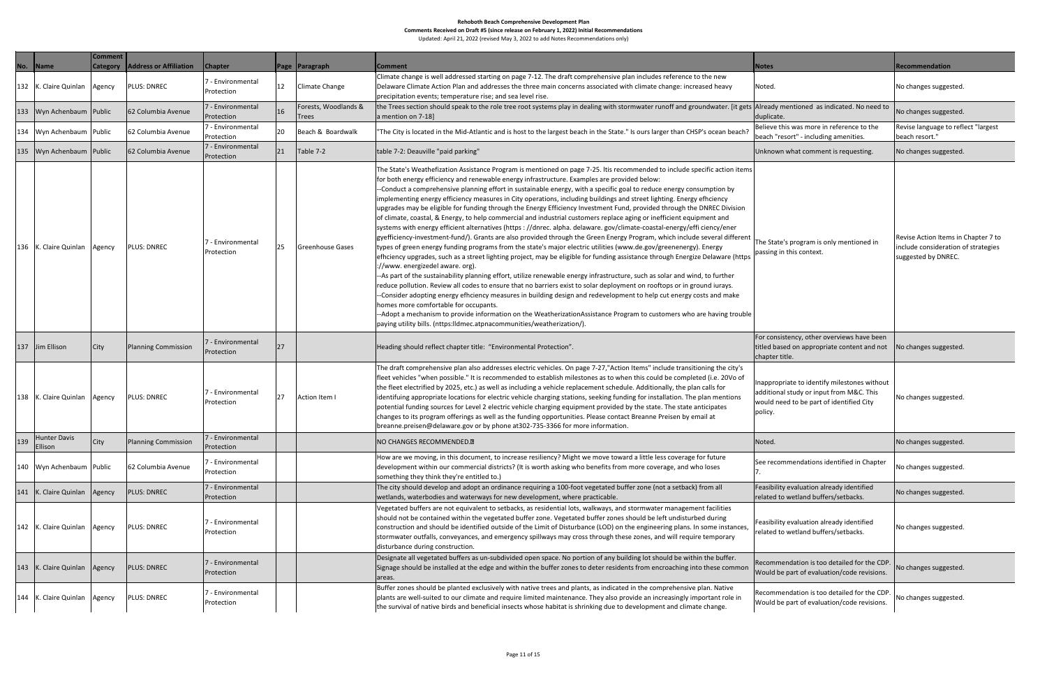# Rehoboth Beach Comprehensive Development Plan

**Comments Received on Draft #5 (since release on February 1, 2022) Initial Recommendations**

Updated: April 21, 2022 (revised May 3, 2022 to add Notes Recommendations only)

| No. | Name | Comment Category | Address or Affiliation | Chapter | Page | Paragraph | Comment | Notes | Recommendation |
|---|---|---|---|---|---|---|---|---|---|
| 132 | K. Claire Quinlan | Agency | PLUS: DNREC | 7 - Environmental Protection | 12 | Climate Change | Climate change is well addressed starting on page 7-12. The draft comprehensive plan includes reference to the new Delaware Climate Action Plan and addresses the three main concerns associated with climate change: increased heavy precipitation events; temperature rise; and sea level rise. | Noted. | No changes suggested. |
| 133 | Wyn Achenbaum | Public | 62 Columbia Avenue | 7 - Environmental Protection | 16 | Forests, Woodlands & Trees | the Trees section should speak to the role tree root systems play in dealing with stormwater runoff and groundwater. [it gets a mention on 7-18] | Already mentioned as indicated. No need to duplicate. | No changes suggested. |
| 134 | Wyn Achenbaum | Public | 62 Columbia Avenue | 7 - Environmental Protection | 20 | Beach & Boardwalk | "The City is located in the Mid-Atlantic and is host to the largest beach in the State." Is ours larger than CHSP's ocean beach? | Believe this was more in reference to the beach "resort" - including amenities. | Revise language to reflect "largest beach resort." |
| 135 | Wyn Achenbaum | Public | 62 Columbia Avenue | 7 - Environmental Protection | 21 | Table 7-2 | table 7-2: Deauville "paid parking" | Unknown what comment is requesting. | No changes suggested. |
| 136 | K. Claire Quinlan | Agency | PLUS: DNREC | 7 - Environmental Protection | 25 | Greenhouse Gases | The State's Weathefization Assistance Program is mentioned on page 7-25. Itis recommended to include specific action items for both energy efficiency and renewable energy infrastructure. Examples are provided below:<br>--Conduct a comprehensive planning effort in sustainable energy, with a specific goal to reduce energy consumption by implementing energy efficiency measures in City operations, including buildings and street lighting. Energy efhciency upgrades may be eligible for funding through the Energy Efficiency Investment Fund, provided through the DNREC Division of climate, coastal, & Energy, to help commercial and industrial customers replace aging or inefficient equipment and systems with energy efficient alternatives (https : //dnrec. alpha. delaware. gov/climate-coastal-energy/effi ciency/ener gyefficiency-investment-fund/). Grants are also provided through the Green Energy Program, which include several different types of green energy funding programs from the state's major electric utilities (www.de.gov/greenenergy). Energy efhciency upgrades, such as a street lighting project, may be eligible for funding assistance through Energize Delaware (https ://www. energizedel aware. org).<br>--As part of the sustainability planning effort, utilize renewable energy infrastructure, such as solar and wind, to further reduce pollution. Review all codes to ensure that no barriers exist to solar deployment on rooftops or in ground iurays.<br>--Consider adopting energy efhciency measures in building design and redevelopment to help cut energy costs and make homes more comfortable for occupants.<br>--Adopt a mechanism to provide information on the WeatherizationAssistance Program to customers who are having trouble paying utility bills. (nttps:lldmec.atpnacommunities/weatherization/). | The State's program is only mentioned in passing in this context. | Revise Action Items in Chapter 7 to include consideration of strategies suggested by DNREC. |
| 137 | Jim Ellison | City | Planning Commission | 7 - Environmental Protection | 27 | | Heading should reflect chapter title: "Environmental Protection". | For consistency, other overviews have been titled based on appropriate content and not chapter title. | No changes suggested. |
| 138 | K. Claire Quinlan | Agency | PLUS: DNREC | 7 - Environmental Protection | 27 | Action Item I | The draft comprehensive plan also addresses electric vehicles. On page 7-27,"Action Items" include transitioning the city's fleet vehicles "when possible." It is recommended to establish milestones as to when this could be completed (i.e. 20Vo of the fleet electrified by 2025, etc.) as well as including a vehicle replacement schedule. Additionally, the plan calls for identifuing appropriate locations for electric vehicle charging stations, seeking funding for installation. The plan mentions potential funding sources for Level 2 electric vehicle charging equipment provided by the state. The state anticipates changes to its program offerings as well as the funding opportunities. Please contact Breanne Preisen by email at breanne.preisen@delaware.gov or by phone at302-735-3366 for more information. | Inappropriate to identify milestones without additional study or input from M&C. This would need to be part of identified City policy. | No changes suggested. |
| 139 | Hunter Davis Ellison | City | Planning Commission | 7 - Environmental Protection | | | NO CHANGES RECOMMENDED.? | Noted. | No changes suggested. |
| 140 | Wyn Achenbaum | Public | 62 Columbia Avenue | 7 - Environmental Protection | | | How are we moving, in this document, to increase resiliency? Might we move toward a little less coverage for future development within our commercial districts? (It is worth asking who benefits from more coverage, and who loses something they think they're entitled to.) | See recommendations identified in Chapter 7. | No changes suggested. |
| 141 | K. Claire Quinlan | Agency | PLUS: DNREC | 7 - Environmental Protection | | | The city should develop and adopt an ordinance requiring a 100-foot vegetated buffer zone (not a setback) from all wetlands, waterbodies and waterways for new development, where practicable. | Feasibility evaluation already identified related to wetland buffers/setbacks. | No changes suggested. |
| 142 | K. Claire Quinlan | Agency | PLUS: DNREC | 7 - Environmental Protection | | | Vegetated buffers are not equivalent to setbacks, as residential lots, walkways, and stormwater management facilities should not be contained within the vegetated buffer zone. Vegetated buffer zones should be left undisturbed during construction and should be identified outside of the Limit of Disturbance (LOD) on the engineering plans. In some instances, stormwater outfalls, conveyances, and emergency spillways may cross through these zones, and will require temporary disturbance during construction. | Feasibility evaluation already identified related to wetland buffers/setbacks. | No changes suggested. |
| 143 | K. Claire Quinlan | Agency | PLUS: DNREC | 7 - Environmental Protection | | | Designate all vegetated buffers as un-subdivided open space. No portion of any building lot should be within the buffer. Signage should be installed at the edge and within the buffer zones to deter residents from encroaching into these common areas. | Recommendation is too detailed for the CDP. Would be part of evaluation/code revisions. | No changes suggested. |
| 144 | K. Claire Quinlan | Agency | PLUS: DNREC | 7 - Environmental Protection | | | Buffer zones should be planted exclusively with native trees and plants, as indicated in the comprehensive plan. Native plants are well-suited to our climate and require limited maintenance. They also provide an increasingly important role in the survival of native birds and beneficial insects whose habitat is shrinking due to development and climate change. | Recommendation is too detailed for the CDP. Would be part of evaluation/code revisions. | No changes suggested. |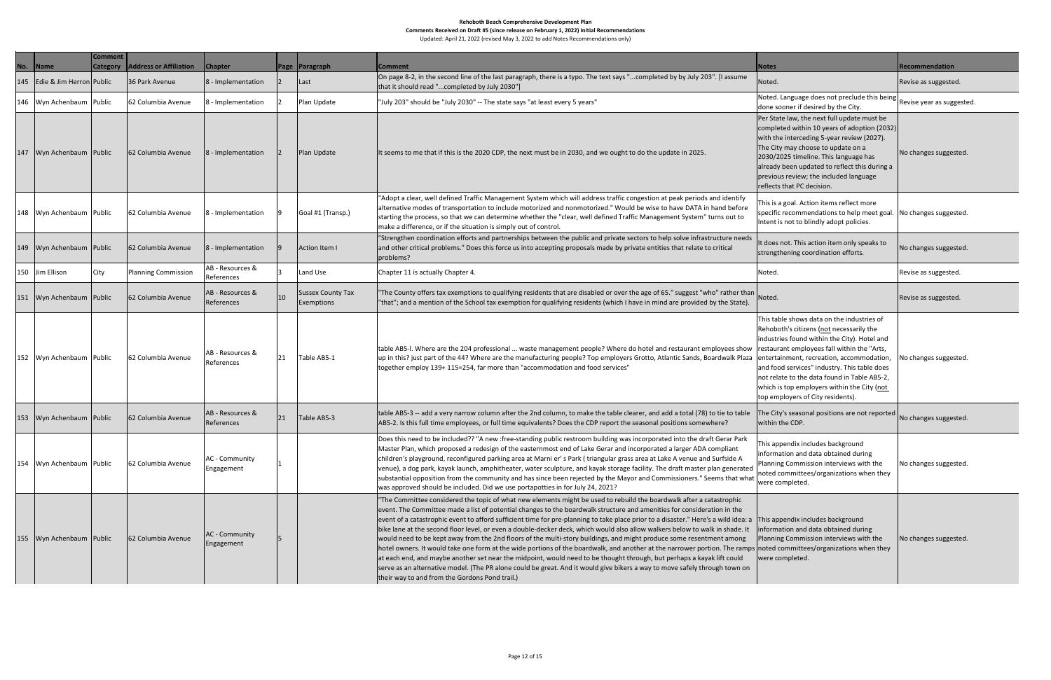**Rehoboth Beach Comprehensive Development Plan**

**Comments Received on Draft #5 (since release on February 1, 2022) Initial Recommendations**

Updated: April 21, 2022 (revised May 3, 2022 to add Notes Recommendations only)

| No. | Name | Comment Category | Address or Affiliation | Chapter | Page | Paragraph | Comment | Notes | Recommendation |
|---|---|---|---|---|---|---|---|---|---|
| 145 | Edie & Jim Herron | Public | 36 Park Avenue | 8 - Implementation | 2 | Last | On page 8-2, in the second line of the last paragraph, there is a typo. The text says "...completed by by July 203". [I assume that it should read "...completed by July 2030"] | Noted. | Revise as suggested. |
| 146 | Wyn Achenbaum | Public | 62 Columbia Avenue | 8 - Implementation | 2 | Plan Update | "July 203" should be "July 2030" -- The state says "at least every 5 years" | Noted. Language does not preclude this being done sooner if desired by the City. | Revise year as suggested. |
| 147 | Wyn Achenbaum | Public | 62 Columbia Avenue | 8 - Implementation | 2 | Plan Update | It seems to me that if this is the 2020 CDP, the next must be in 2030, and we ought to do the update in 2025. | Per State law, the next full update must be completed within 10 years of adoption (2032) with the interceding 5-year review (2027). The City may choose to update on a 2030/2025 timeline. This language has already been updated to reflect this during a previous review; the included language reflects that PC decision. | No changes suggested. |
| 148 | Wyn Achenbaum | Public | 62 Columbia Avenue | 8 - Implementation | 9 | Goal #1 (Transp.) | "Adopt a clear, well defined Traffic Management System which will address traffic congestion at peak periods and identify alternative modes of transportation to include motorized and nonmotorized." Would be wise to have DATA in hand before starting the process, so that we can determine whether the "clear, well defined Traffic Management System" turns out to make a difference, or if the situation is simply out of control. | This is a goal. Action items reflect more specific recommendations to help meet goal. Intent is not to blindly adopt policies. | No changes suggested. |
| 149 | Wyn Achenbaum | Public | 62 Columbia Avenue | 8 - Implementation | 9 | Action Item I | "Strengthen coordination efforts and partnerships between the public and private sectors to help solve infrastructure needs and other critical problems." Does this force us into accepting proposals made by private entities that relate to critical problems? | It does not. This action item only speaks to strengthening coordination efforts. | No changes suggested. |
| 150 | Jim Ellison | City | Planning Commission | AB - Resources & References | 3 | Land Use | Chapter 11 is actually Chapter 4. | Noted. | Revise as suggested. |
| 151 | Wyn Achenbaum | Public | 62 Columbia Avenue | AB - Resources & References | 10 | Sussex County Tax Exemptions | "The County offers tax exemptions to qualifying residents that are disabled or over the age of 65." suggest "who" rather than "that"; and a mention of the School tax exemption for qualifying residents (which I have in mind are provided by the State). | Noted. | Revise as suggested. |
| 152 | Wyn Achenbaum | Public | 62 Columbia Avenue | AB - Resources & References | 21 | Table AB5-1 | table AB5-I. Where are the 204 professional ... waste management people? Where do hotel and restaurant employees show up in this? just part of the 44? Where are the manufacturing people? Top employers Grotto, Atlantic Sands, Boardwalk Plaza together employ 139+ 115=254, far more than "accommodation and food services" | This table shows data on the industries of Rehoboth's citizens (not necessarily the industries found within the City). Hotel and restaurant employees fall within the "Arts, entertainment, recreation, accommodation, and food services" industry. This table does not relate to the data found in Table AB5-2, which is top employers within the City (not top employers of City residents). | No changes suggested. |
| 153 | Wyn Achenbaum | Public | 62 Columbia Avenue | AB - Resources & References | 21 | Table AB5-3 | table AB5-3 -- add a very narrow column after the 2nd column, to make the table clearer, and add a total (78) to tie to table AB5-2. Is this full time employees, or full time equivalents? Does the CDP report the seasonal positions somewhere? | The City's seasonal positions are not reported within the CDP. | No changes suggested. |
| 154 | Wyn Achenbaum | Public | 62 Columbia Avenue | AC - Community Engagement | 1 | | Does this need to be included?? "A new :free-standing public restroom building was incorporated into the draft Gerar Park Master Plan, which proposed a redesign of the easternmost end of Lake Gerar and incorporated a larger ADA compliant children's playground, reconfigured parking area at Marni er' s Park ( triangular grass area at Lake A venue and Surfside A venue), a dog park, kayak launch, amphitheater, water sculpture, and kayak storage facility. The draft master plan generated substantial opposition from the community and has since been rejected by the Mayor and Commissioners." Seems that what was approved should be included. Did we use portapotties in for July 24, 2021? | This appendix includes background information and data obtained during Planning Commission interviews with the noted committees/organizations when they were completed. | No changes suggested. |
| 155 | Wyn Achenbaum | Public | 62 Columbia Avenue | AC - Community Engagement | 5 | | "The Committee considered the topic of what new elements might be used to rebuild the boardwalk after a catastrophic event. The Committee made a list of potential changes to the boardwalk structure and amenities for consideration in the event of a catastrophic event to afford sufficient time for pre-planning to take place prior to a disaster." Here's a wild idea: a bike lane at the second floor level, or even a double-decker deck, which would also allow walkers below to walk in shade. It would need to be kept away from the 2nd floors of the multi-story buildings, and might produce some resentment among hotel owners. It would take one form at the wide portions of the boardwalk, and another at the narrower portion. The ramps at each end, and maybe another set near the midpoint, would need to be thought through, but perhaps a kayak lift could serve as an alternative model. (The PR alone could be great. And it would give bikers a way to move safely through town on their way to and from the Gordons Pond trail.) | This appendix includes background information and data obtained during Planning Commission interviews with the noted committees/organizations when they were completed. | No changes suggested. |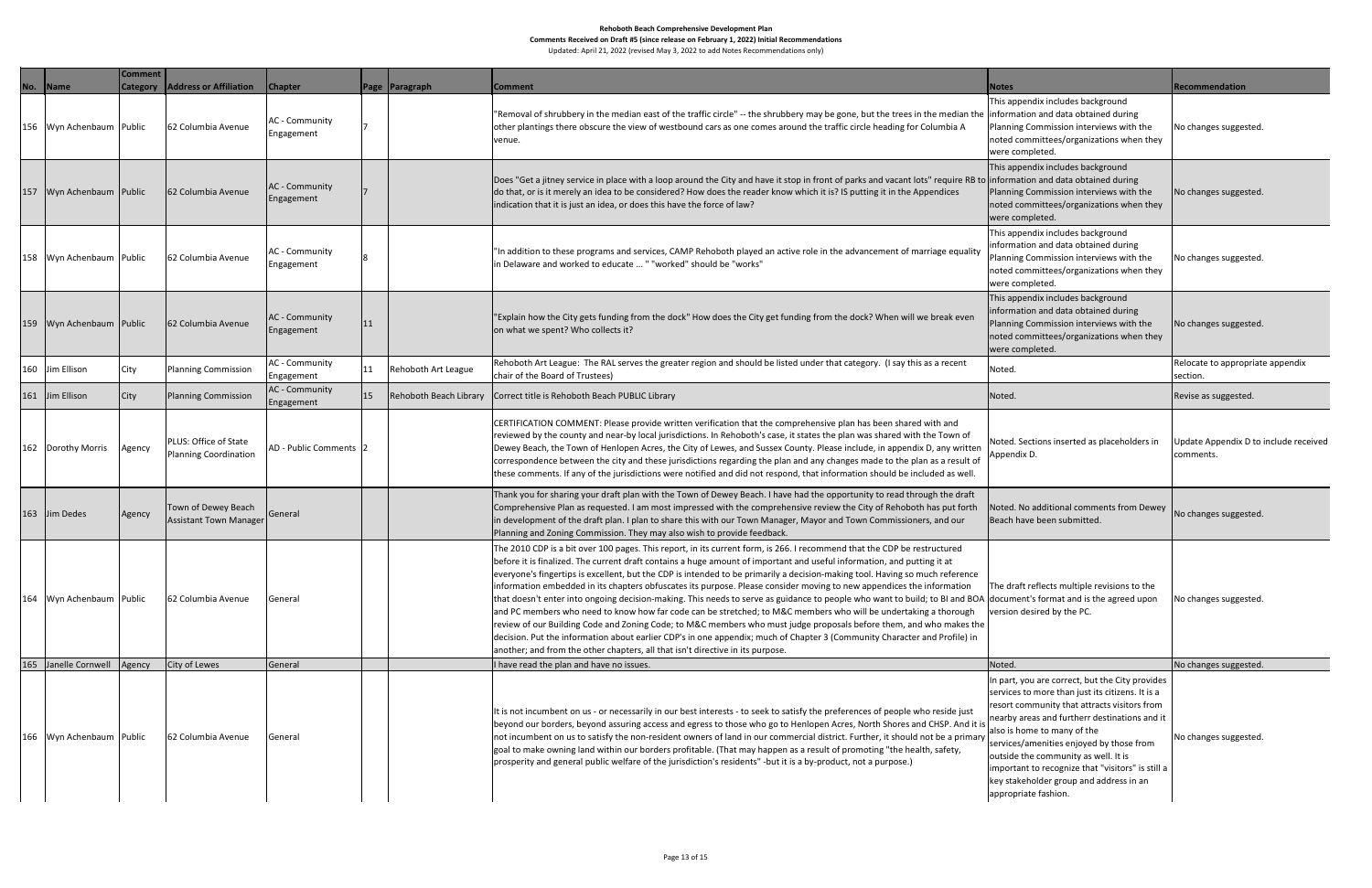# Rehoboth Beach Comprehensive Development Plan

**Comments Received on Draft #5 (since release on February 1, 2022) Initial Recommendations**

Updated: April 21, 2022 (revised May 3, 2022 to add Notes Recommendations only)

| No. | Name | Comment Category | Address or Affiliation | Chapter | Page | Paragraph | Comment | Notes | Recommendation |
|---|---|---|---|---|---|---|---|---|---|
| 156 | Wyn Achenbaum | Public | 62 Columbia Avenue | AC - Community Engagement | 7 | | "Removal of shrubbery in the median east of the traffic circle" -- the shrubbery may be gone, but the trees in the median the other plantings there obscure the view of westbound cars as one comes around the traffic circle heading for Columbia A venue. | This appendix includes background information and data obtained during Planning Commission interviews with the noted committees/organizations when they were completed. | No changes suggested. |
| 157 | Wyn Achenbaum | Public | 62 Columbia Avenue | AC - Community Engagement | 7 | | Does "Get a jitney service in place with a loop around the City and have it stop in front of parks and vacant lots" require RB to do that, or is it merely an idea to be considered? How does the reader know which it is? IS putting it in the Appendices indication that it is just an idea, or does this have the force of law? | This appendix includes background information and data obtained during Planning Commission interviews with the noted committees/organizations when they were completed. | No changes suggested. |
| 158 | Wyn Achenbaum | Public | 62 Columbia Avenue | AC - Community Engagement | 8 | | "In addition to these programs and services, CAMP Rehoboth played an active role in the advancement of marriage equality in Delaware and worked to educate ... " "worked" should be "works" | This appendix includes background information and data obtained during Planning Commission interviews with the noted committees/organizations when they were completed. | No changes suggested. |
| 159 | Wyn Achenbaum | Public | 62 Columbia Avenue | AC - Community Engagement | 11 | | "Explain how the City gets funding from the dock" How does the City get funding from the dock? When will we break even on what we spent? Who collects it? | This appendix includes background information and data obtained during Planning Commission interviews with the noted committees/organizations when they were completed. | No changes suggested. |
| 160 | Jim Ellison | City | Planning Commission | AC - Community Engagement | 11 | Rehoboth Art League | Rehoboth Art League: The RAL serves the greater region and should be listed under that category. (I say this as a recent chair of the Board of Trustees) | Noted. | Relocate to appropriate appendix section. |
| 161 | Jim Ellison | City | Planning Commission | AC - Community Engagement | 15 | Rehoboth Beach Library | Correct title is Rehoboth Beach PUBLIC Library | Noted. | Revise as suggested. |
| 162 | Dorothy Morris | Agency | PLUS: Office of State Planning Coordination | AD - Public Comments | 2 | | CERTIFICATION COMMENT: Please provide written verification that the comprehensive plan has been shared with and reviewed by the county and near-by local jurisdictions. In Rehoboth's case, it states the plan was shared with the Town of Dewey Beach, the Town of Henlopen Acres, the City of Lewes, and Sussex County. Please include, in appendix D, any written correspondence between the city and these jurisdictions regarding the plan and any changes made to the plan as a result of these comments. If any of the jurisdictions were notified and did not respond, that information should be included as well. | Noted. Sections inserted as placeholders in Appendix D. | Update Appendix D to include received comments. |
| 163 | Jim Dedes | Agency | Town of Dewey Beach Assistant Town Manager | General | | | Thank you for sharing your draft plan with the Town of Dewey Beach. I have had the opportunity to read through the draft Comprehensive Plan as requested. I am most impressed with the comprehensive review the City of Rehoboth has put forth in development of the draft plan. I plan to share this with our Town Manager, Mayor and Town Commissioners, and our Planning and Zoning Commission. They may also wish to provide feedback. | Noted. No additional comments from Dewey Beach have been submitted. | No changes suggested. |
| 164 | Wyn Achenbaum | Public | 62 Columbia Avenue | General | | | The 2010 CDP is a bit over 100 pages. This report, in its current form, is 266. I recommend that the CDP be restructured before it is finalized. The current draft contains a huge amount of important and useful information, and putting it at everyone's fingertips is excellent, but the CDP is intended to be primarily a decision-making tool. Having so much reference information embedded in its chapters obfuscates its purpose. Please consider moving to new appendices the information that doesn't enter into ongoing decision-making. This needs to serve as guidance to people who want to build; to BI and BOA and PC members who need to know how far code can be stretched; to M&C members who will be undertaking a thorough review of our Building Code and Zoning Code; to M&C members who must judge proposals before them, and who makes the decision. Put the information about earlier CDP's in one appendix; much of Chapter 3 (Community Character and Profile) in another; and from the other chapters, all that isn't directive in its purpose. | The draft reflects multiple revisions to the document's format and is the agreed upon version desired by the PC. | No changes suggested. |
| 165 | Janelle Cornwell | Agency | City of Lewes | General | | | I have read the plan and have no issues. | Noted. | No changes suggested. |
| 166 | Wyn Achenbaum | Public | 62 Columbia Avenue | General | | | It is not incumbent on us - or necessarily in our best interests - to seek to satisfy the preferences of people who reside just beyond our borders, beyond assuring access and egress to those who go to Henlopen Acres, North Shores and CHSP. And it is not incumbent on us to satisfy the non-resident owners of land in our commercial district. Further, it should not be a primary goal to make owning land within our borders profitable. (That may happen as a result of promoting "the health, safety, prosperity and general public welfare of the jurisdiction's residents" -but it is a by-product, not a purpose.) | In part, you are correct, but the City provides services to more than just its citizens. It is a resort community that attracts visitors from nearby areas and furtherr destinations and it also is home to many of the services/amenities enjoyed by those from outside the community as well. It is important to recognize that "visitors" is still a key stakeholder group and address in an appropriate fashion. | No changes suggested. |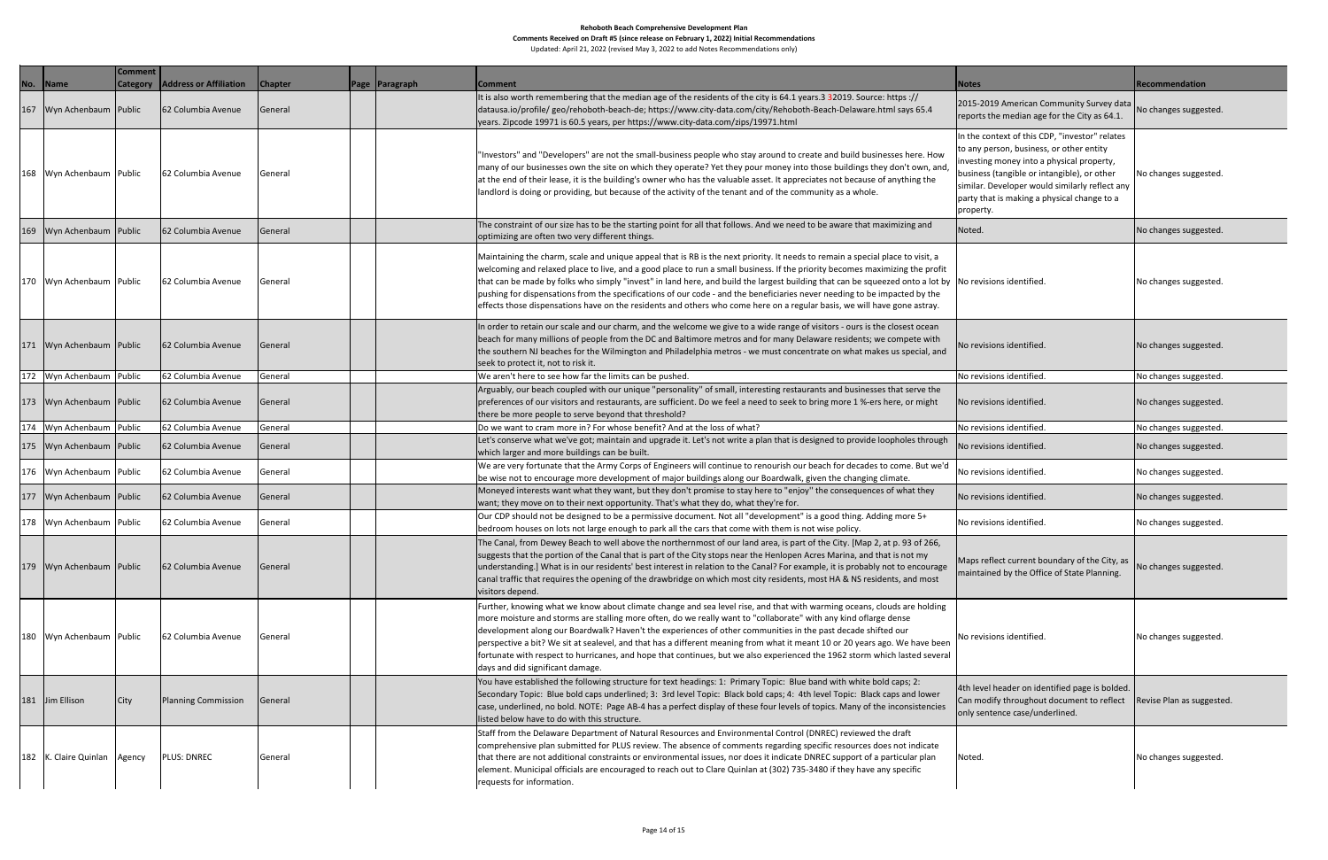# Rehoboth Beach Comprehensive Development Plan

**Comments Received on Draft #5 (since release on February 1, 2022) Initial Recommendations**

Updated: April 21, 2022 (revised May 3, 2022 to add Notes Recommendations only)

| No. | Name | Comment Category | Address or Affiliation | Chapter | Page | Paragraph | Comment | Notes | Recommendation |
|---|---|---|---|---|---|---|---|---|---|
| 167 | Wyn Achenbaum | Public | 62 Columbia Avenue | General | | | It is also worth remembering that the median age of the residents of the city is 64.1 years.3 32019. Source: https :// datausa.io/profile/ geo/rehoboth-beach-de; https://www.city-data.com/city/Rehoboth-Beach-Delaware.html says 65.4 years. Zipcode 19971 is 60.5 years, per https://www.city-data.com/zips/19971.html | 2015-2019 American Community Survey data reports the median age for the City as 64.1. | No changes suggested. |
| 168 | Wyn Achenbaum | Public | 62 Columbia Avenue | General | | | "Investors" and "Developers" are not the small-business people who stay around to create and build businesses here. How many of our businesses own the site on which they operate? Yet they pour money into those buildings they don't own, and, at the end of their lease, it is the building's owner who has the valuable asset. It appreciates not because of anything the landlord is doing or providing, but because of the activity of the tenant and of the community as a whole. | In the context of this CDP, "investor" relates to any person, business, or other entity investing money into a physical property, business (tangible or intangible), or other similar. Developer would similarly reflect any party that is making a physical change to a property. | No changes suggested. |
| 169 | Wyn Achenbaum | Public | 62 Columbia Avenue | General | | | The constraint of our size has to be the starting point for all that follows. And we need to be aware that maximizing and optimizing are often two very different things. | Noted. | No changes suggested. |
| 170 | Wyn Achenbaum | Public | 62 Columbia Avenue | General | | | Maintaining the charm, scale and unique appeal that is RB is the next priority. It needs to remain a special place to visit, a welcoming and relaxed place to live, and a good place to run a small business. If the priority becomes maximizing the profit that can be made by folks who simply "invest" in land here, and build the largest building that can be squeezed onto a lot by pushing for dispensations from the specifications of our code - and the beneficiaries never needing to be impacted by the effects those dispensations have on the residents and others who come here on a regular basis, we will have gone astray. | No revisions identified. | No changes suggested. |
| 171 | Wyn Achenbaum | Public | 62 Columbia Avenue | General | | | In order to retain our scale and our charm, and the welcome we give to a wide range of visitors - ours is the closest ocean beach for many millions of people from the DC and Baltimore metros and for many Delaware residents; we compete with the southern NJ beaches for the Wilmington and Philadelphia metros - we must concentrate on what makes us special, and seek to protect it, not to risk it. | No revisions identified. | No changes suggested. |
| 172 | Wyn Achenbaum | Public | 62 Columbia Avenue | General | | | We aren't here to see how far the limits can be pushed. | No revisions identified. | No changes suggested. |
| 173 | Wyn Achenbaum | Public | 62 Columbia Avenue | General | | | Arguably, our beach coupled with our unique "personality" of small, interesting restaurants and businesses that serve the preferences of our visitors and restaurants, are sufficient. Do we feel a need to seek to bring more 1 %-ers here, or might there be more people to serve beyond that threshold? | No revisions identified. | No changes suggested. |
| 174 | Wyn Achenbaum | Public | 62 Columbia Avenue | General | | | Do we want to cram more in? For whose benefit? And at the loss of what? | No revisions identified. | No changes suggested. |
| 175 | Wyn Achenbaum | Public | 62 Columbia Avenue | General | | | Let's conserve what we've got; maintain and upgrade it. Let's not write a plan that is designed to provide loopholes through which larger and more buildings can be built. | No revisions identified. | No changes suggested. |
| 176 | Wyn Achenbaum | Public | 62 Columbia Avenue | General | | | We are very fortunate that the Army Corps of Engineers will continue to renourish our beach for decades to come. But we'd be wise not to encourage more development of major buildings along our Boardwalk, given the changing climate. | No revisions identified. | No changes suggested. |
| 177 | Wyn Achenbaum | Public | 62 Columbia Avenue | General | | | Moneyed interests want what they want, but they don't promise to stay here to "enjoy" the consequences of what they want; they move on to their next opportunity. That's what they do, what they're for. | No revisions identified. | No changes suggested. |
| 178 | Wyn Achenbaum | Public | 62 Columbia Avenue | General | | | Our CDP should not be designed to be a permissive document. Not all "development" is a good thing. Adding more 5+ bedroom houses on lots not large enough to park all the cars that come with them is not wise policy. | No revisions identified. | No changes suggested. |
| 179 | Wyn Achenbaum | Public | 62 Columbia Avenue | General | | | The Canal, from Dewey Beach to well above the northernmost of our land area, is part of the City. [Map 2, at p. 93 of 266, suggests that the portion of the Canal that is part of the City stops near the Henlopen Acres Marina, and that is not my understanding.] What is in our residents' best interest in relation to the Canal? For example, it is probably not to encourage canal traffic that requires the opening of the drawbridge on which most city residents, most HA & NS residents, and most visitors depend. | Maps reflect current boundary of the City, as maintained by the Office of State Planning. | No changes suggested. |
| 180 | Wyn Achenbaum | Public | 62 Columbia Avenue | General | | | Further, knowing what we know about climate change and sea level rise, and that with warming oceans, clouds are holding more moisture and storms are stalling more often, do we really want to "collaborate" with any kind oflarge dense development along our Boardwalk? Haven't the experiences of other communities in the past decade shifted our perspective a bit? We sit at sealevel, and that has a different meaning from what it meant 10 or 20 years ago. We have been fortunate with respect to hurricanes, and hope that continues, but we also experienced the 1962 storm which lasted several days and did significant damage. | No revisions identified. | No changes suggested. |
| 181 | Jim Ellison | City | Planning Commission | General | | | You have established the following structure for text headings: 1: Primary Topic: Blue band with white bold caps; 2: Secondary Topic: Blue bold caps underlined; 3: 3rd level Topic: Black bold caps; 4: 4th level Topic: Black caps and lower case, underlined, no bold. NOTE: Page AB-4 has a perfect display of these four levels of topics. Many of the inconsistencies listed below have to do with this structure. | 4th level header on identified page is bolded. Can modify throughout document to reflect only sentence case/underlined. | Revise Plan as suggested. |
| 182 | K. Claire Quinlan | Agency | PLUS: DNREC | General | | | Staff from the Delaware Department of Natural Resources and Environmental Control (DNREC) reviewed the draft comprehensive plan submitted for PLUS review. The absence of comments regarding specific resources does not indicate that there are not additional constraints or environmental issues, nor does it indicate DNREC support of a particular plan element. Municipal officials are encouraged to reach out to Clare Quinlan at (302) 735-3480 if they have any specific requests for information. | Noted. | No changes suggested. |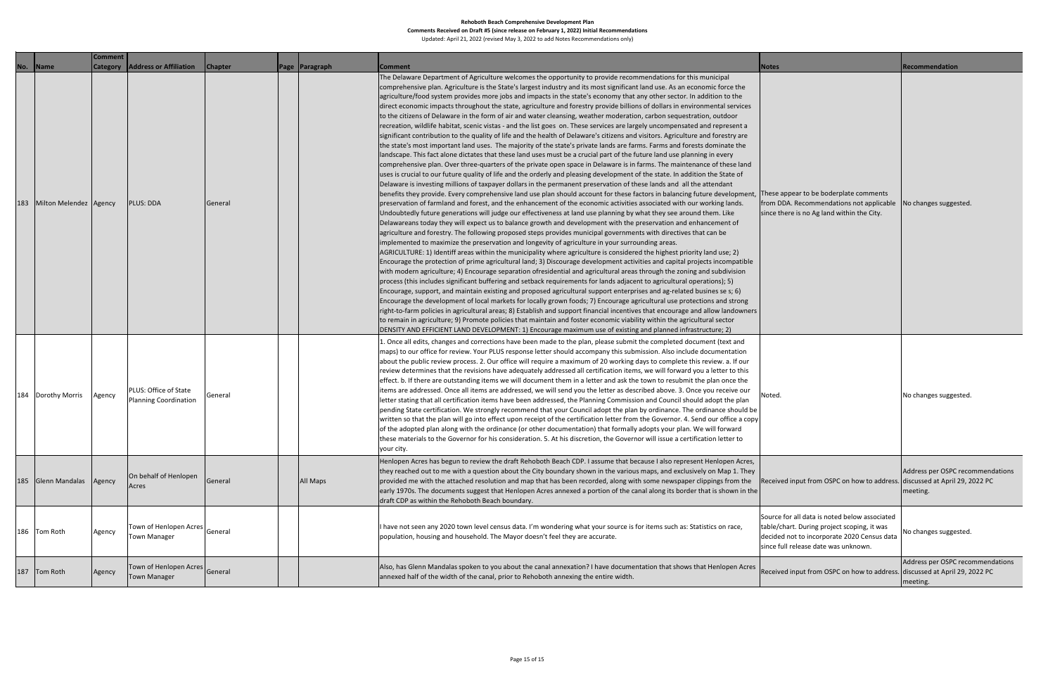**Rehoboth Beach Comprehensive Development Plan**
**Comments Received on Draft #5 (since release on February 1, 2022) Initial Recommendations**
Updated: April 21, 2022 (revised May 3, 2022 to add Notes Recommendations only)

| No. | Name | Comment Category | Address or Affiliation | Chapter | Page | Paragraph | Comment | Notes | Recommendation |
|---|---|---|---|---|---|---|---|---|---|
| 183 | Milton Melendez | Agency | PLUS: DDA | General | | | The Delaware Department of Agriculture welcomes the opportunity to provide recommendations for this municipal comprehensive plan. Agriculture is the State's largest industry and its most significant land use. As an economic force the agriculture/food system provides more jobs and impacts in the state's economy that any other sector. In addition to the direct economic impacts throughout the state, agriculture and forestry provide billions of dollars in environmental services to the citizens of Delaware in the form of air and water cleansing, weather moderation, carbon sequestration, outdoor recreation, wildlife habitat, scenic vistas - and the list goes on. These services are largely uncompensated and represent a significant contribution to the quality of life and the health of Delaware's citizens and visitors. Agriculture and forestry are the state's most important land uses. The majority of the state's private lands are farms. Farms and forests dominate the landscape. This fact alone dictates that these land uses must be a crucial part of the future land use planning in every comprehensive plan. Over three-quarters of the private open space in Delaware is in farms. The maintenance of these land uses is crucial to our future quality of life and the orderly and pleasing development of the state. In addition the State of Delaware is investing millions of taxpayer dollars in the permanent preservation of these lands and all the attendant benefits they provide. Every comprehensive land use plan should account for these factors in balancing future development, preservation of farmland and forest, and the enhancement of the economic activities associated with our working lands. Undoubtedly future generations will judge our effectiveness at land use planning by what they see around them. Like Delawareans today they will expect us to balance growth and development with the preservation and enhancement of agriculture and forestry. The following proposed steps provides municipal governments with directives that can be implemented to maximize the preservation and longevity of agriculture in your surrounding areas. AGRICULTURE: 1) Identiff areas within the municipality where agriculture is considered the highest priority land use; 2) Encourage the protection of prime agricultural land; 3) Discourage development activities and capital projects incompatible with modern agriculture; 4) Encourage separation ofresidential and agricultural areas through the zoning and subdivision process (this includes significant buffering and setback requirements for lands adjacent to agricultural operations); 5) Encourage, support, and maintain existing and proposed agricultural support enterprises and ag-related busines se s; 6) Encourage the development of local markets for locally grown foods; 7) Encourage agricultural use protections and strong right-to-farm policies in agricultural areas; 8) Establish and support financial incentives that encourage and allow landowners to remain in agriculture; 9) Promote policies that maintain and foster economic viability within the agricultural sector DENSITY AND EFFICIENT LAND DEVELOPMENT: 1) Encourage maximum use of existing and planned infrastructure; 2) | These appear to be boderplate comments from DDA. Recommendations not applicable since there is no Ag land within the City. | No changes suggested. |
| 184 | Dorothy Morris | Agency | PLUS: Office of State Planning Coordination | General | | | 1. Once all edits, changes and corrections have been made to the plan, please submit the completed document (text and maps) to our office for review. Your PLUS response letter should accompany this submission. Also include documentation about the public review process. 2. Our office will require a maximum of 20 working days to complete this review. a. If our review determines that the revisions have adequately addressed all certification items, we will forward you a letter to this effect. b. If there are outstanding items we will document them in a letter and ask the town to resubmit the plan once the items are addressed. Once all items are addressed, we will send you the letter as described above. 3. Once you receive our letter stating that all certification items have been addressed, the Planning Commission and Council should adopt the plan pending State certification. We strongly recommend that your Council adopt the plan by ordinance. The ordinance should be written so that the plan will go into effect upon receipt of the certification letter from the Governor. 4. Send our office a copy of the adopted plan along with the ordinance (or other documentation) that formally adopts your plan. We will forward these materials to the Governor for his consideration. 5. At his discretion, the Governor will issue a certification letter to your city. | Noted. | No changes suggested. |
| 185 | Glenn Mandalas | Agency | On behalf of Henlopen Acres | General | | All Maps | Henlopen Acres has begun to review the draft Rehoboth Beach CDP. I assume that because I also represent Henlopen Acres, they reached out to me with a question about the City boundary shown in the various maps, and exclusively on Map 1. They provided me with the attached resolution and map that has been recorded, along with some newspaper clippings from the early 1970s. The documents suggest that Henlopen Acres annexed a portion of the canal along its border that is shown in the draft CDP as within the Rehoboth Beach boundary. | Received input from OSPC on how to address. | Address per OSPC recommendations discussed at April 29, 2022 PC meeting. |
| 186 | Tom Roth | Agency | Town of Henlopen Acres Town Manager | General | | | I have not seen any 2020 town level census data. I'm wondering what your source is for items such as: Statistics on race, population, housing and household. The Mayor doesn't feel they are accurate. | Source for all data is noted below associated table/chart. During project scoping, it was decided not to incorporate 2020 Census data since full release date was unknown. | No changes suggested. |
| 187 | Tom Roth | Agency | Town of Henlopen Acres Town Manager | General | | | Also, has Glenn Mandalas spoken to you about the canal annexation? I have documentation that shows that Henlopen Acres annexed half of the width of the canal, prior to Rehoboth annexing the entire width. | Received input from OSPC on how to address. | Address per OSPC recommendations discussed at April 29, 2022 PC meeting. |